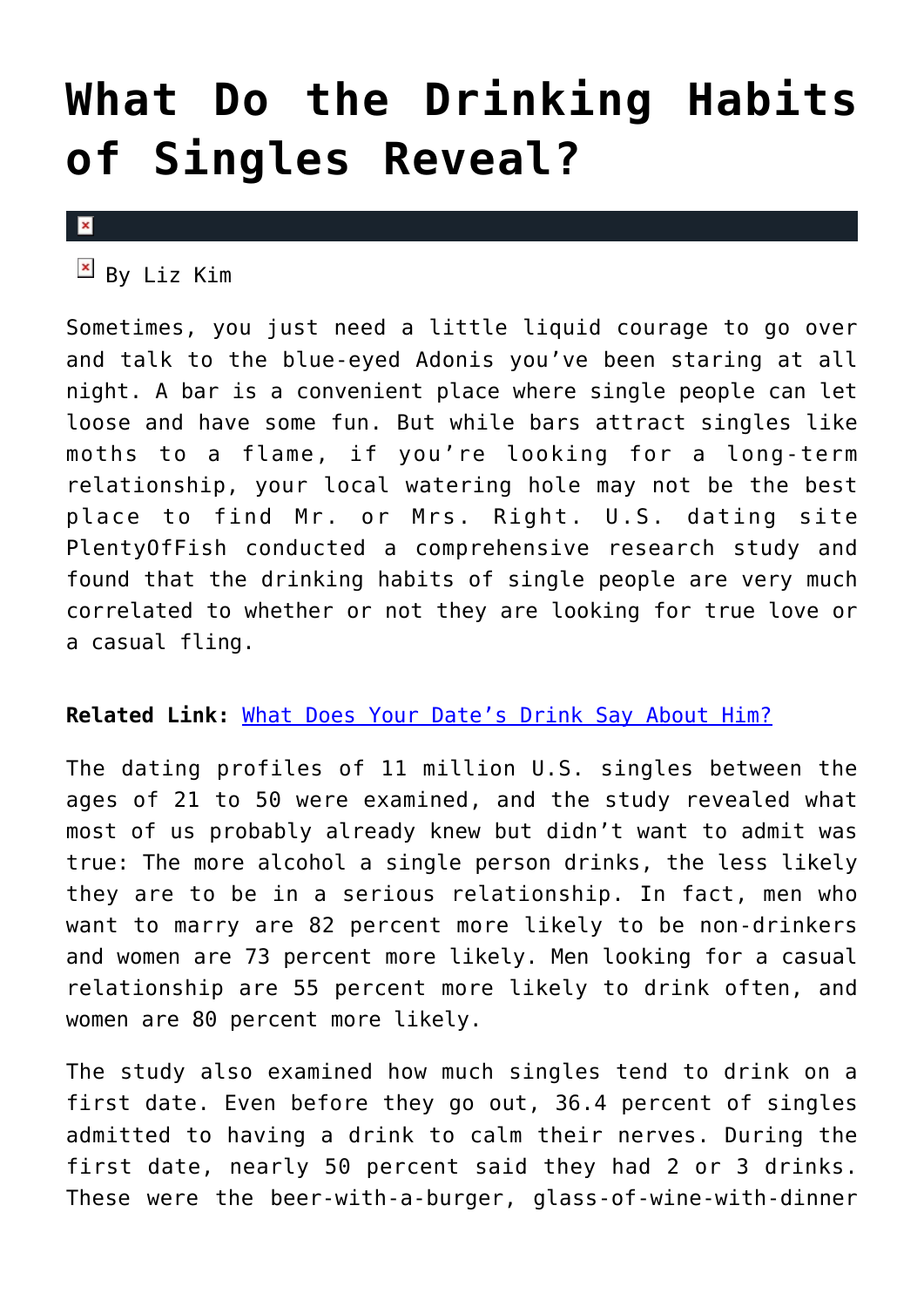# What Do the Drinking Habits of Singles Reveal?

By Liz Kim

Sometimes, you just need a little liquid courage to go over and talk to the blue-eyed Adonis you've been staring at all night. A bar is a convenient place where single people can let loose and have some fun. But while bars attract singles like moths to a flame, if you're looking for a long-term relationship, your local watering hole may not be the best place to find Mr. or Mrs. Right. U.S. dating site PlentyOfFish conducted a comprehensive research study and found that the drinking habits of single people are very much correlated to whether or not they are looking for true love or a casual fling.

**Related Link:** What Does Your Date's Drink Say About Him?

The dating profiles of 11 million U.S. singles between the ages of 21 to 50 were examined, and the study revealed what most of us probably already knew but didn't want to admit was true: The more alcohol a single person drinks, the less likely they are to be in a serious relationship. In fact, men who want to marry are 82 percent more likely to be non-drinkers and women are 73 percent more likely. Men looking for a casual relationship are 55 percent more likely to drink often, and women are 80 percent more likely.

The study also examined how much singles tend to drink on a first date. Even before they go out, 36.4 percent of singles admitted to having a drink to calm their nerves. During the first date, nearly 50 percent said they had 2 or 3 drinks. These were the beer-with-a-burger, glass-of-wine-with-dinner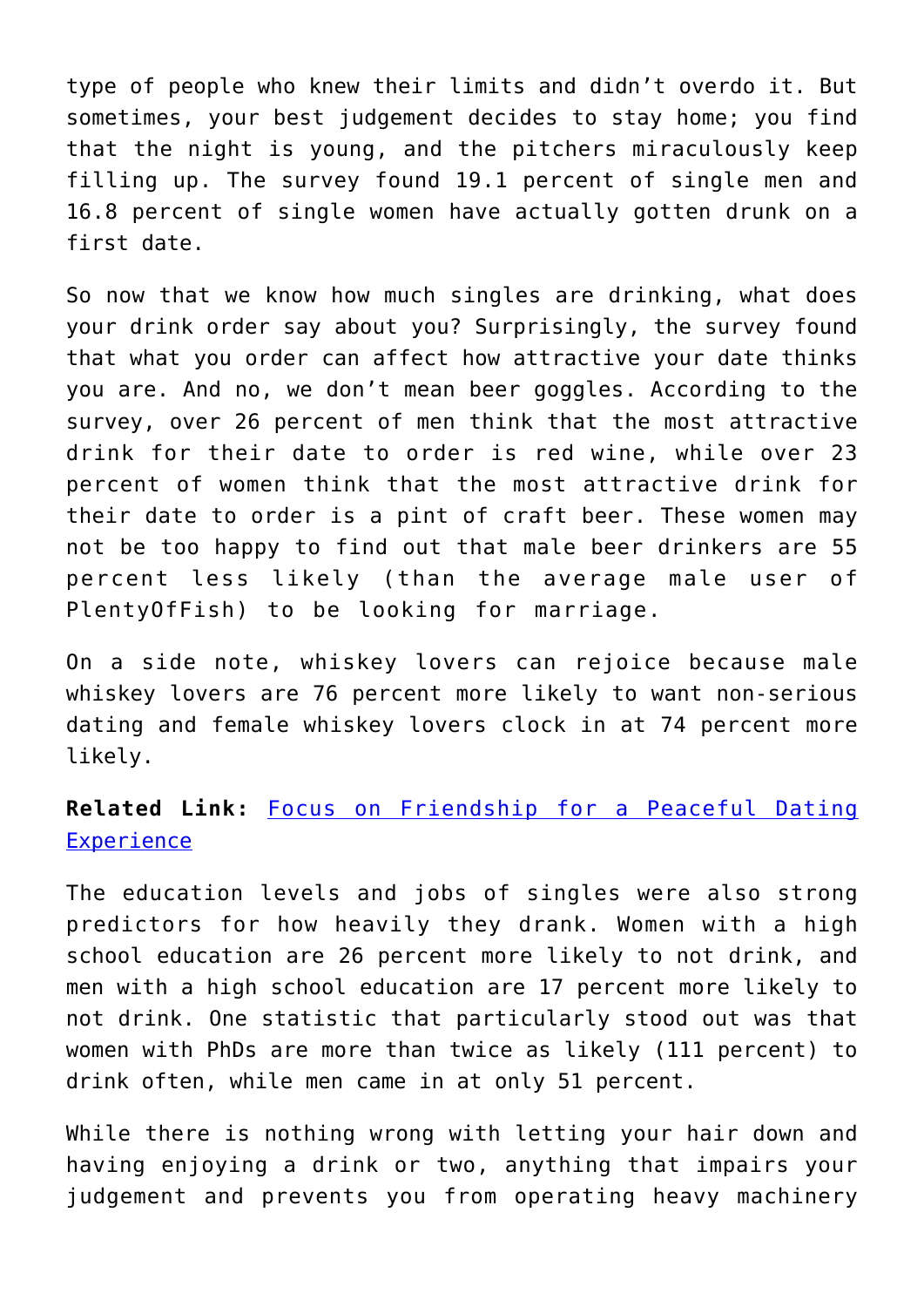type of people who knew their limits and didn't overdo it. But sometimes, your best judgement decides to stay home; you find that the night is young, and the pitchers miraculously keep filling up. The survey found 19.1 percent of single men and 16.8 percent of single women have actually gotten drunk on a first date.

So now that we know how much singles are drinking, what does your drink order say about you? Surprisingly, the survey found that what you order can affect how attractive your date thinks you are. And no, we don't mean beer goggles. According to the survey, over 26 percent of men think that the most attractive drink for their date to order is red wine, while over 23 percent of women think that the most attractive drink for their date to order is a pint of craft beer. These women may not be too happy to find out that male beer drinkers are 55 percent less likely (than the average male user of PlentyOfFish) to be looking for marriage.

On a side note, whiskey lovers can rejoice because male whiskey lovers are 76 percent more likely to want non-serious dating and female whiskey lovers clock in at 74 percent more likely.

**Related Link:** Focus on Friendship for a Peaceful Dating Experience

The education levels and jobs of singles were also strong predictors for how heavily they drank. Women with a high school education are 26 percent more likely to not drink, and men with a high school education are 17 percent more likely to not drink. One statistic that particularly stood out was that women with PhDs are more than twice as likely (111 percent) to drink often, while men came in at only 51 percent.

While there is nothing wrong with letting your hair down and having enjoying a drink or two, anything that impairs your judgement and prevents you from operating heavy machinery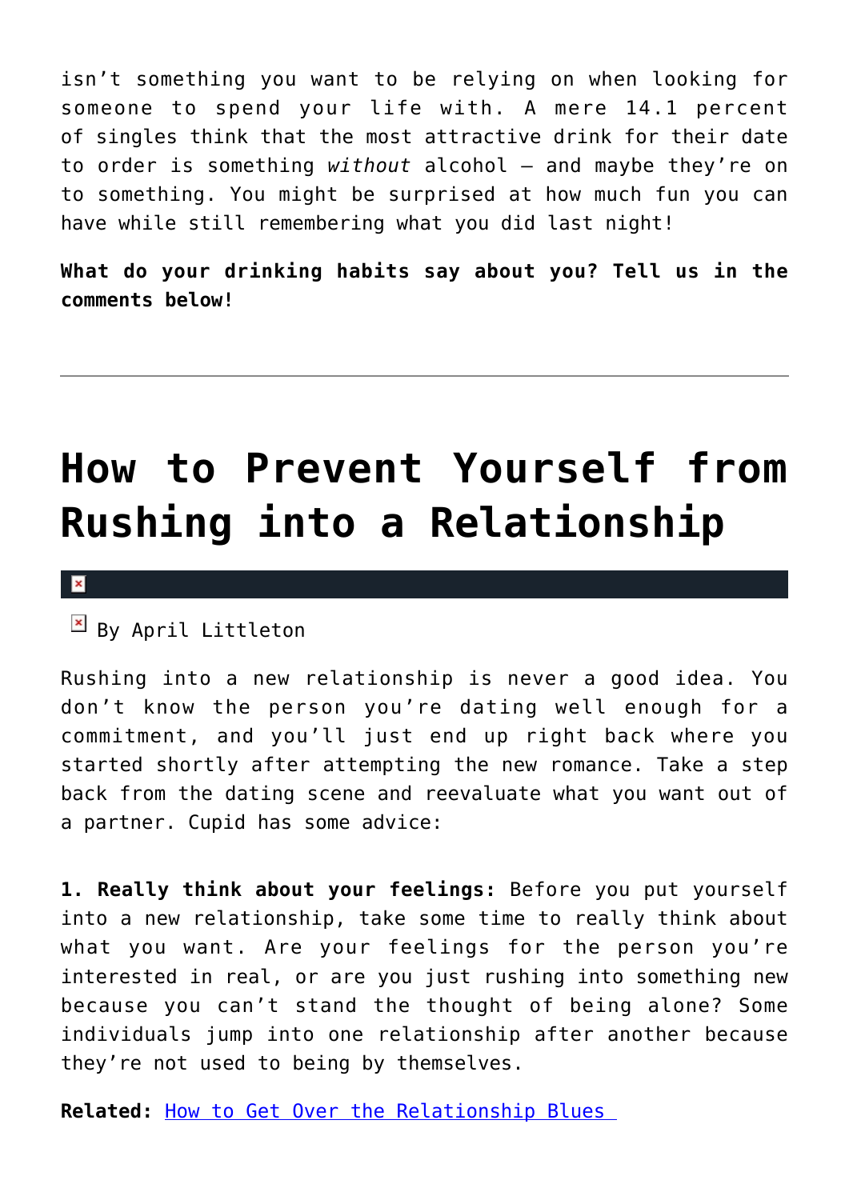isn't something you want to be relying on when looking for someone to spend your life with. A mere 14.1 percent of singles think that the most attractive drink for their date to order is something *without* alcohol — and maybe they're on to something. You might be surprised at how much fun you can have while still remembering what you did last night!

**What do your drinking habits say about you? Tell us in the comments below!**

---

# How to Prevent Yourself from Rushing into a Relationship

By April Littleton

Rushing into a new relationship is never a good idea. You don't know the person you're dating well enough for a commitment, and you'll just end up right back where you started shortly after attempting the new romance. Take a step back from the dating scene and reevaluate what you want out of a partner. Cupid has some advice:

**1. Really think about your feelings:** Before you put yourself into a new relationship, take some time to really think about what you want. Are your feelings for the person you're interested in real, or are you just rushing into something new because you can't stand the thought of being alone? Some individuals jump into one relationship after another because they're not used to being by themselves.

**Related:** How to Get Over the Relationship Blues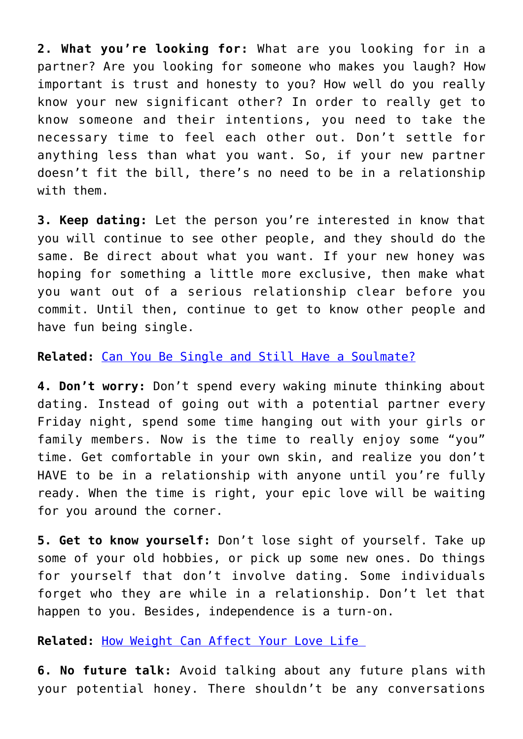**2. What you're looking for:** What are you looking for in a partner? Are you looking for someone who makes you laugh? How important is trust and honesty to you? How well do you really know your new significant other? In order to really get to know someone and their intentions, you need to take the necessary time to feel each other out. Don't settle for anything less than what you want. So, if your new partner doesn't fit the bill, there's no need to be in a relationship with them.

**3. Keep dating:** Let the person you're interested in know that you will continue to see other people, and they should do the same. Be direct about what you want. If your new honey was hoping for something a little more exclusive, then make what you want out of a serious relationship clear before you commit. Until then, continue to get to know other people and have fun being single.

**Related:** [Can You Be Single and Still Have a Soulmate?]()

**4. Don't worry:** Don't spend every waking minute thinking about dating. Instead of going out with a potential partner every Friday night, spend some time hanging out with your girls or family members. Now is the time to really enjoy some "you" time. Get comfortable in your own skin, and realize you don't HAVE to be in a relationship with anyone until you're fully ready. When the time is right, your epic love will be waiting for you around the corner.

**5. Get to know yourself:** Don't lose sight of yourself. Take up some of your old hobbies, or pick up some new ones. Do things for yourself that don't involve dating. Some individuals forget who they are while in a relationship. Don't let that happen to you. Besides, independence is a turn-on.

**Related:** [How Weight Can Affect Your Love Life]()

**6. No future talk:** Avoid talking about any future plans with your potential honey. There shouldn't be any conversations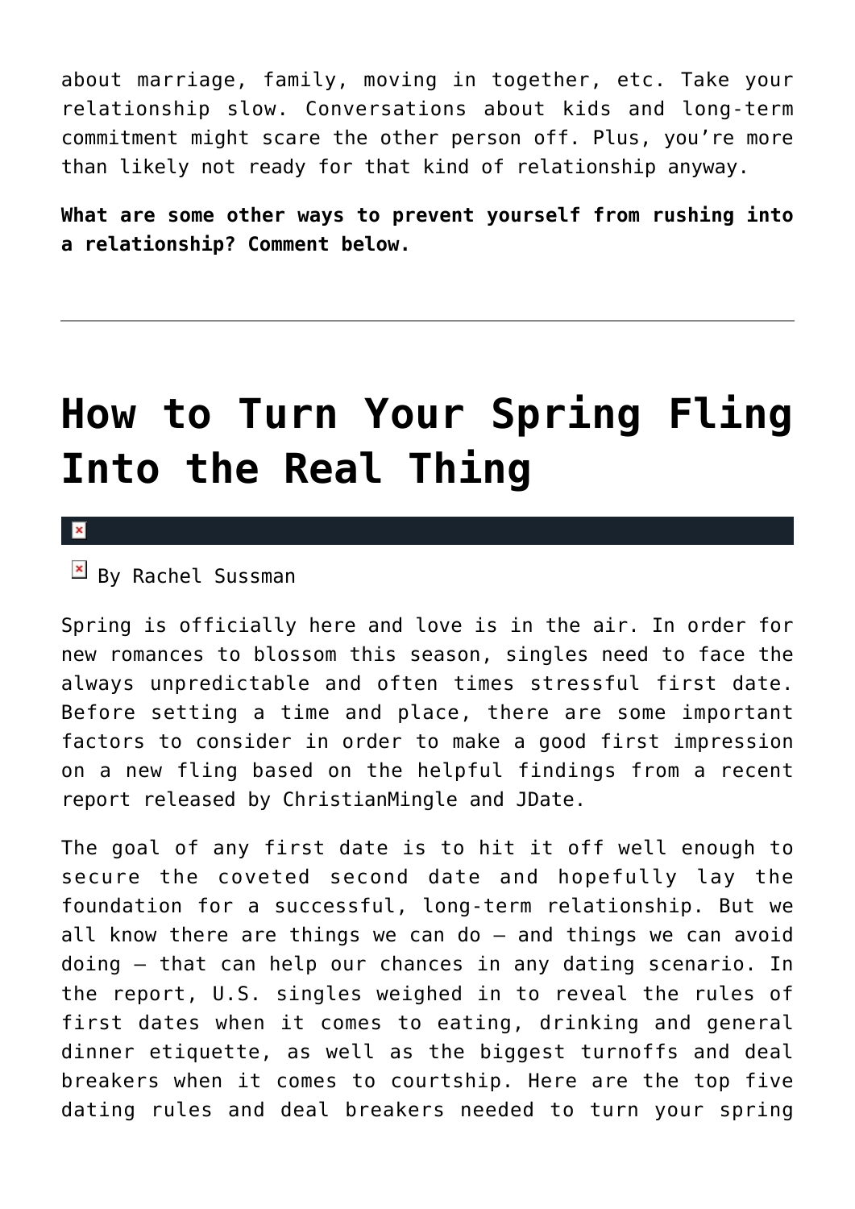about marriage, family, moving in together, etc. Take your relationship slow. Conversations about kids and long-term commitment might scare the other person off. Plus, you're more than likely not ready for that kind of relationship anyway.

**What are some other ways to prevent yourself from rushing into a relationship? Comment below.**

---

# How to Turn Your Spring Fling Into the Real Thing

By Rachel Sussman

Spring is officially here and love is in the air. In order for new romances to blossom this season, singles need to face the always unpredictable and often times stressful first date. Before setting a time and place, there are some important factors to consider in order to make a good first impression on a new fling based on the helpful findings from a recent report released by ChristianMingle and JDate.

The goal of any first date is to hit it off well enough to secure the coveted second date and hopefully lay the foundation for a successful, long-term relationship. But we all know there are things we can do – and things we can avoid doing – that can help our chances in any dating scenario. In the report, U.S. singles weighed in to reveal the rules of first dates when it comes to eating, drinking and general dinner etiquette, as well as the biggest turnoffs and deal breakers when it comes to courtship. Here are the top five dating rules and deal breakers needed to turn your spring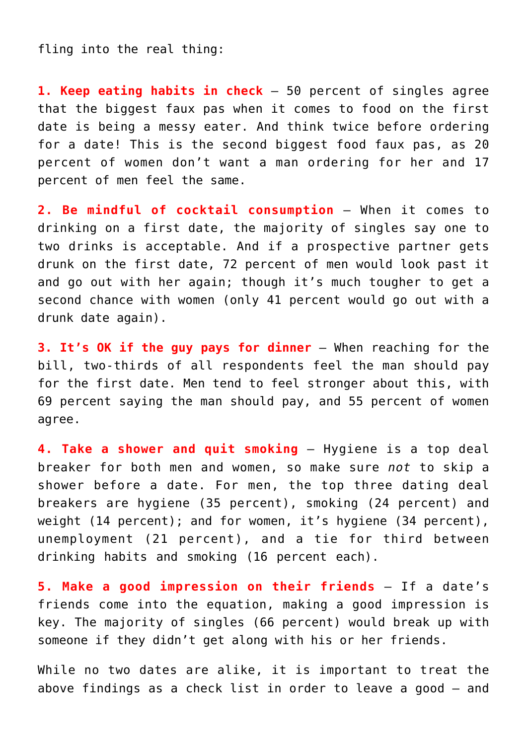fling into the real thing:

**1. Keep eating habits in check** – 50 percent of singles agree that the biggest faux pas when it comes to food on the first date is being a messy eater. And think twice before ordering for a date! This is the second biggest food faux pas, as 20 percent of women don't want a man ordering for her and 17 percent of men feel the same.

**2. Be mindful of cocktail consumption** – When it comes to drinking on a first date, the majority of singles say one to two drinks is acceptable. And if a prospective partner gets drunk on the first date, 72 percent of men would look past it and go out with her again; though it's much tougher to get a second chance with women (only 41 percent would go out with a drunk date again).

**3. It's OK if the guy pays for dinner** – When reaching for the bill, two-thirds of all respondents feel the man should pay for the first date. Men tend to feel stronger about this, with 69 percent saying the man should pay, and 55 percent of women agree.

**4. Take a shower and quit smoking** – Hygiene is a top deal breaker for both men and women, so make sure *not* to skip a shower before a date. For men, the top three dating deal breakers are hygiene (35 percent), smoking (24 percent) and weight (14 percent); and for women, it's hygiene (34 percent), unemployment (21 percent), and a tie for third between drinking habits and smoking (16 percent each).

**5. Make a good impression on their friends** – If a date's friends come into the equation, making a good impression is key. The majority of singles (66 percent) would break up with someone if they didn't get along with his or her friends.

While no two dates are alike, it is important to treat the above findings as a check list in order to leave a good – and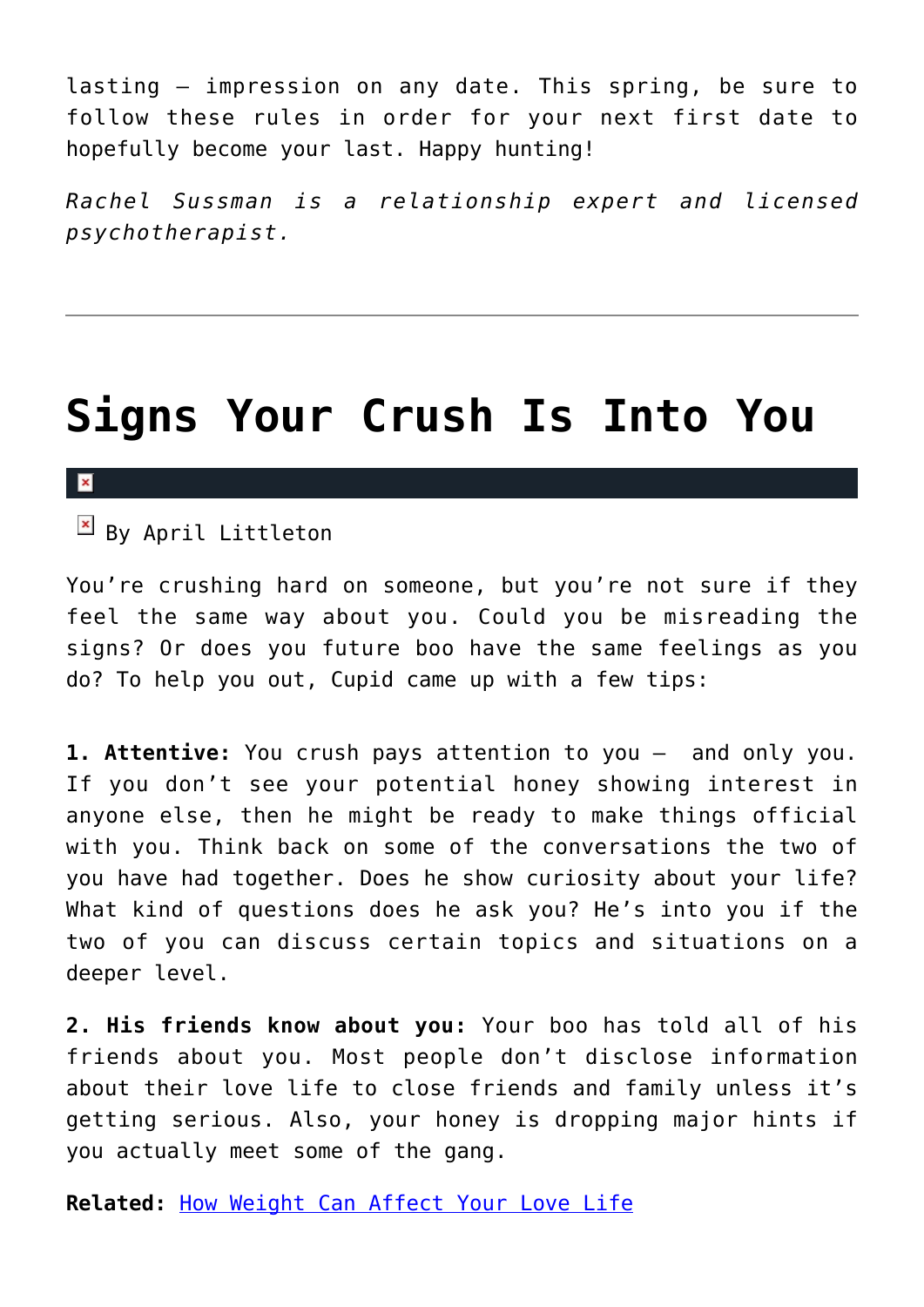lasting – impression on any date. This spring, be sure to follow these rules in order for your next first date to hopefully become your last. Happy hunting!

*Rachel Sussman is a relationship expert and licensed psychotherapist.*

---

# Signs Your Crush Is Into You

By April Littleton

You're crushing hard on someone, but you're not sure if they feel the same way about you. Could you be misreading the signs? Or does you future boo have the same feelings as you do? To help you out, Cupid came up with a few tips:

**1. Attentive:** You crush pays attention to you – and only you. If you don't see your potential honey showing interest in anyone else, then he might be ready to make things official with you. Think back on some of the conversations the two of you have had together. Does he show curiosity about your life? What kind of questions does he ask you? He's into you if the two of you can discuss certain topics and situations on a deeper level.

**2. His friends know about you:** Your boo has told all of his friends about you. Most people don't disclose information about their love life to close friends and family unless it's getting serious. Also, your honey is dropping major hints if you actually meet some of the gang.

**Related:** How Weight Can Affect Your Love Life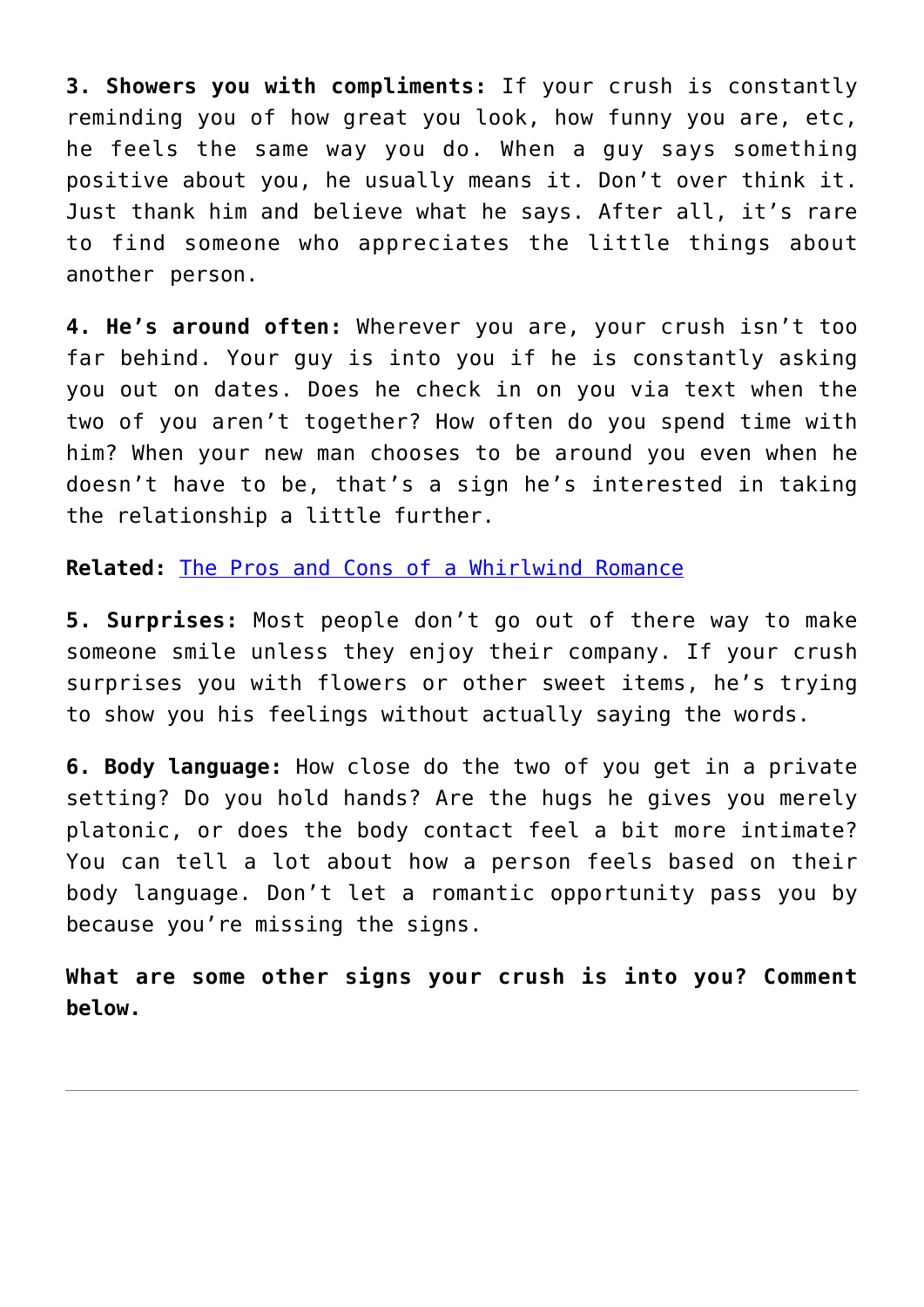**3. Showers you with compliments:** If your crush is constantly reminding you of how great you look, how funny you are, etc, he feels the same way you do. When a guy says something positive about you, he usually means it. Don't over think it. Just thank him and believe what he says. After all, it's rare to find someone who appreciates the little things about another person.

**4. He's around often:** Wherever you are, your crush isn't too far behind. Your guy is into you if he is constantly asking you out on dates. Does he check in on you via text when the two of you aren't together? How often do you spend time with him? When your new man chooses to be around you even when he doesn't have to be, that's a sign he's interested in taking the relationship a little further.

**Related:** [The Pros and Cons of a Whirlwind Romance]

**5. Surprises:** Most people don't go out of there way to make someone smile unless they enjoy their company. If your crush surprises you with flowers or other sweet items, he's trying to show you his feelings without actually saying the words.

**6. Body language:** How close do the two of you get in a private setting? Do you hold hands? Are the hugs he gives you merely platonic, or does the body contact feel a bit more intimate? You can tell a lot about how a person feels based on their body language. Don't let a romantic opportunity pass you by because you're missing the signs.

**What are some other signs your crush is into you? Comment below.**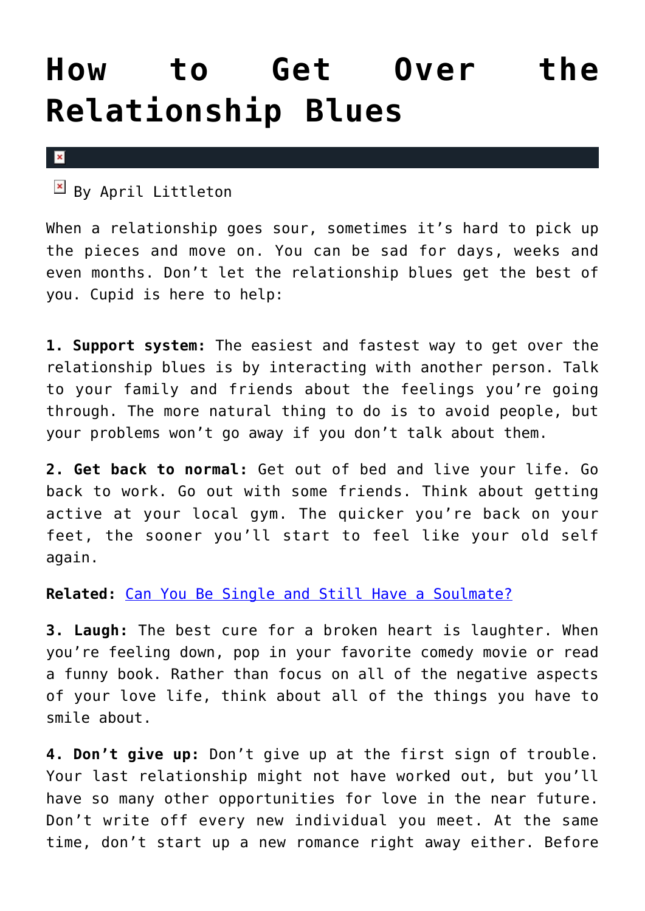# How to Get Over the Relationship Blues

By April Littleton

When a relationship goes sour, sometimes it's hard to pick up the pieces and move on. You can be sad for days, weeks and even months. Don't let the relationship blues get the best of you. Cupid is here to help:

**1. Support system:** The easiest and fastest way to get over the relationship blues is by interacting with another person. Talk to your family and friends about the feelings you're going through. The more natural thing to do is to avoid people, but your problems won't go away if you don't talk about them.

**2. Get back to normal:** Get out of bed and live your life. Go back to work. Go out with some friends. Think about getting active at your local gym. The quicker you're back on your feet, the sooner you'll start to feel like your old self again.

**Related:** Can You Be Single and Still Have a Soulmate?

**3. Laugh:** The best cure for a broken heart is laughter. When you're feeling down, pop in your favorite comedy movie or read a funny book. Rather than focus on all of the negative aspects of your love life, think about all of the things you have to smile about.

**4. Don't give up:** Don't give up at the first sign of trouble. Your last relationship might not have worked out, but you'll have so many other opportunities for love in the near future. Don't write off every new individual you meet. At the same time, don't start up a new romance right away either. Before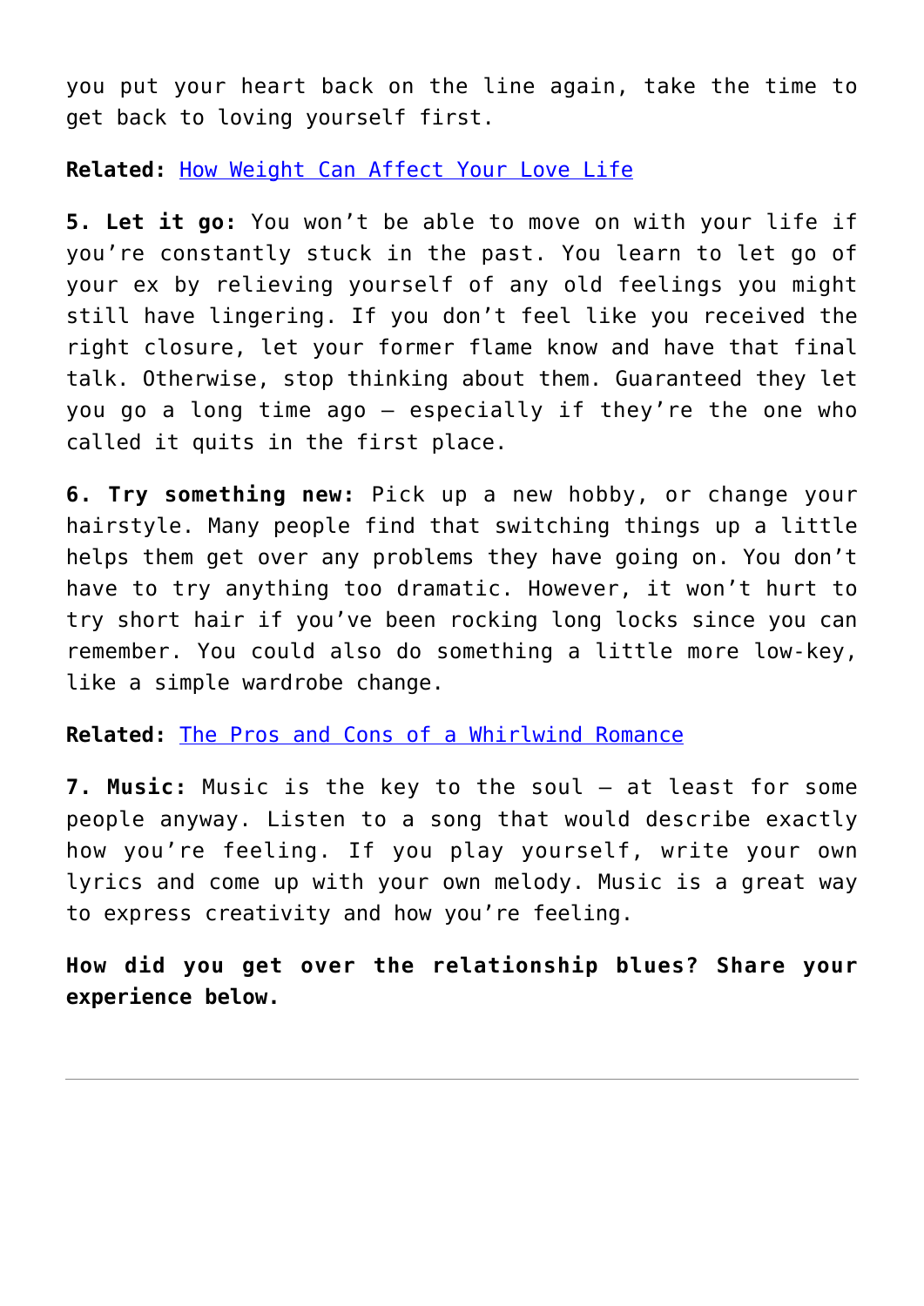you put your heart back on the line again, take the time to get back to loving yourself first.

**Related:** [How Weight Can Affect Your Love Life]()

**5. Let it go:** You won't be able to move on with your life if you're constantly stuck in the past. You learn to let go of your ex by relieving yourself of any old feelings you might still have lingering. If you don't feel like you received the right closure, let your former flame know and have that final talk. Otherwise, stop thinking about them. Guaranteed they let you go a long time ago — especially if they're the one who called it quits in the first place.

**6. Try something new:** Pick up a new hobby, or change your hairstyle. Many people find that switching things up a little helps them get over any problems they have going on. You don't have to try anything too dramatic. However, it won't hurt to try short hair if you've been rocking long locks since you can remember. You could also do something a little more low-key, like a simple wardrobe change.

**Related:** [The Pros and Cons of a Whirlwind Romance]()

**7. Music:** Music is the key to the soul — at least for some people anyway. Listen to a song that would describe exactly how you're feeling. If you play yourself, write your own lyrics and come up with your own melody. Music is a great way to express creativity and how you're feeling.

**How did you get over the relationship blues? Share your experience below.**

---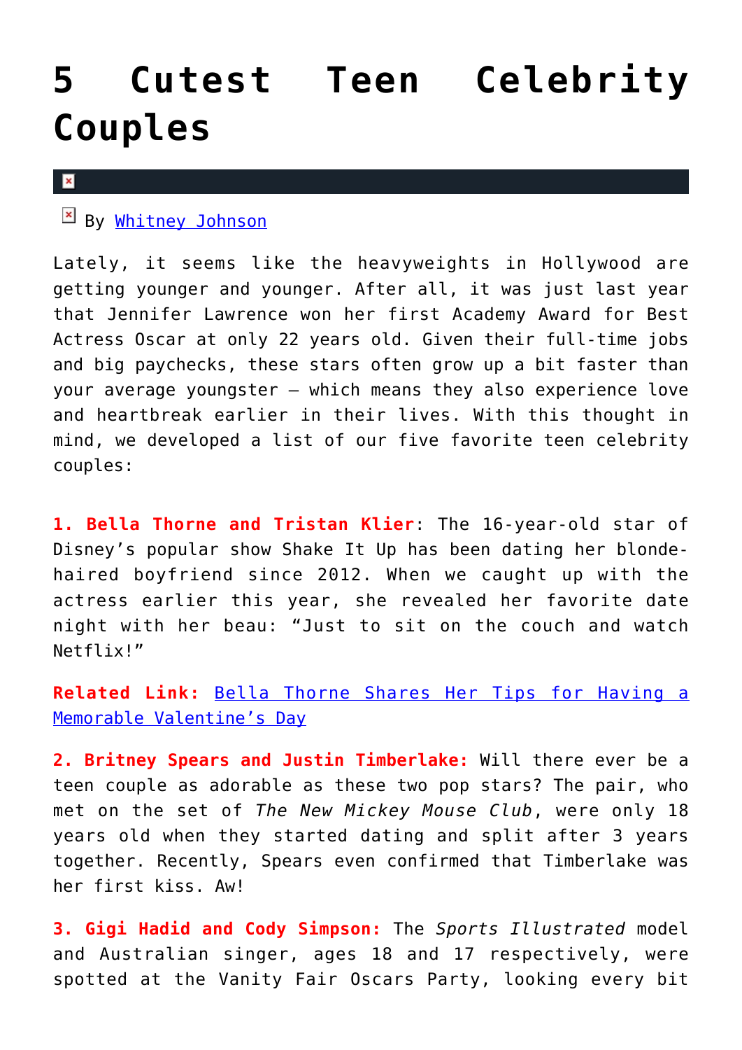# 5 Cutest Teen Celebrity Couples

By Whitney Johnson

Lately, it seems like the heavyweights in Hollywood are getting younger and younger. After all, it was just last year that Jennifer Lawrence won her first Academy Award for Best Actress Oscar at only 22 years old. Given their full-time jobs and big paychecks, these stars often grow up a bit faster than your average youngster – which means they also experience love and heartbreak earlier in their lives. With this thought in mind, we developed a list of our five favorite teen celebrity couples:

**1. Bella Thorne and Tristan Klier**: The 16-year-old star of Disney's popular show Shake It Up has been dating her blonde-haired boyfriend since 2012. When we caught up with the actress earlier this year, she revealed her favorite date night with her beau: "Just to sit on the couch and watch Netflix!"

**Related Link:** Bella Thorne Shares Her Tips for Having a Memorable Valentine's Day

**2. Britney Spears and Justin Timberlake:** Will there ever be a teen couple as adorable as these two pop stars? The pair, who met on the set of *The New Mickey Mouse Club*, were only 18 years old when they started dating and split after 3 years together. Recently, Spears even confirmed that Timberlake was her first kiss. Aw!

**3. Gigi Hadid and Cody Simpson:** The *Sports Illustrated* model and Australian singer, ages 18 and 17 respectively, were spotted at the Vanity Fair Oscars Party, looking every bit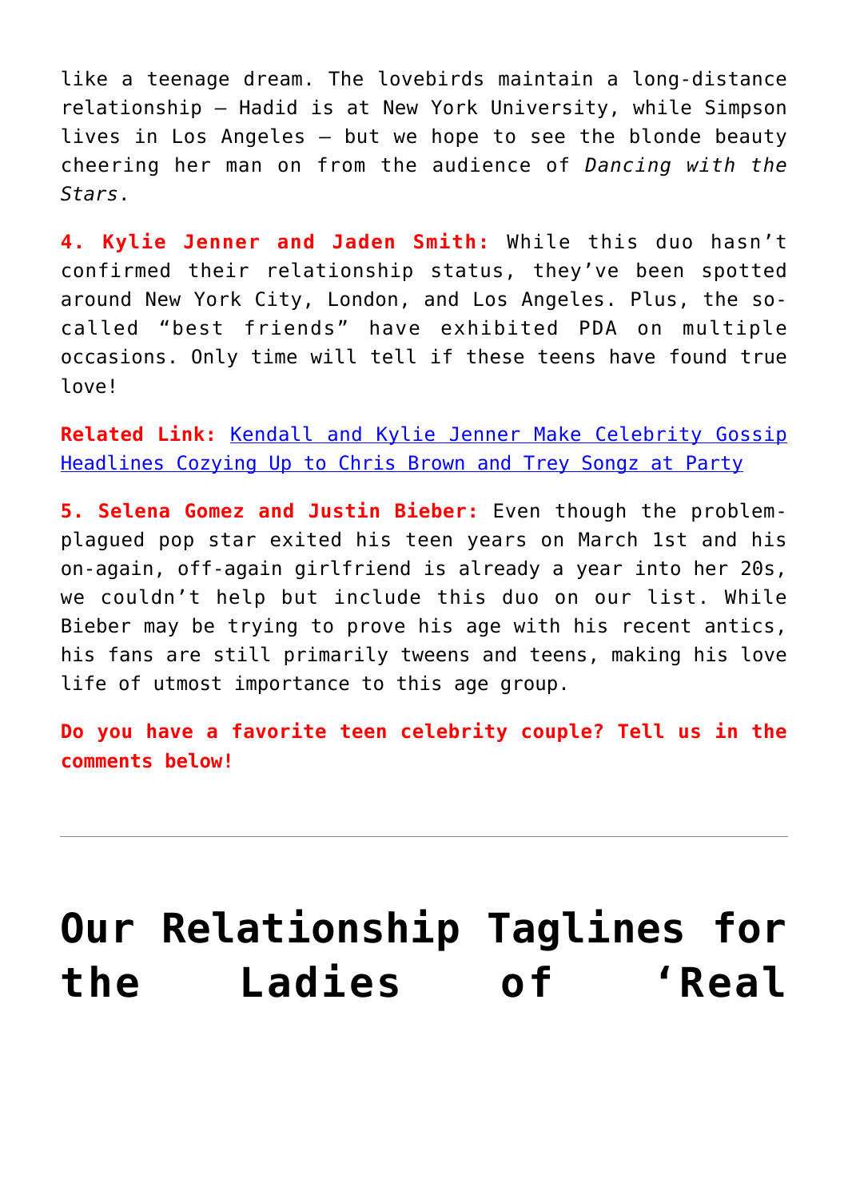like a teenage dream. The lovebirds maintain a long-distance relationship – Hadid is at New York University, while Simpson lives in Los Angeles – but we hope to see the blonde beauty cheering her man on from the audience of *Dancing with the Stars*.

**4. Kylie Jenner and Jaden Smith:** While this duo hasn't confirmed their relationship status, they've been spotted around New York City, London, and Los Angeles. Plus, the so-called "best friends" have exhibited PDA on multiple occasions. Only time will tell if these teens have found true love!

**Related Link:** Kendall and Kylie Jenner Make Celebrity Gossip Headlines Cozying Up to Chris Brown and Trey Songz at Party

**5. Selena Gomez and Justin Bieber:** Even though the problem-plagued pop star exited his teen years on March 1st and his on-again, off-again girlfriend is already a year into her 20s, we couldn't help but include this duo on our list. While Bieber may be trying to prove his age with his recent antics, his fans are still primarily tweens and teens, making his love life of utmost importance to this age group.

**Do you have a favorite teen celebrity couple? Tell us in the comments below!**

---

# Our Relationship Taglines for the Ladies of 'Real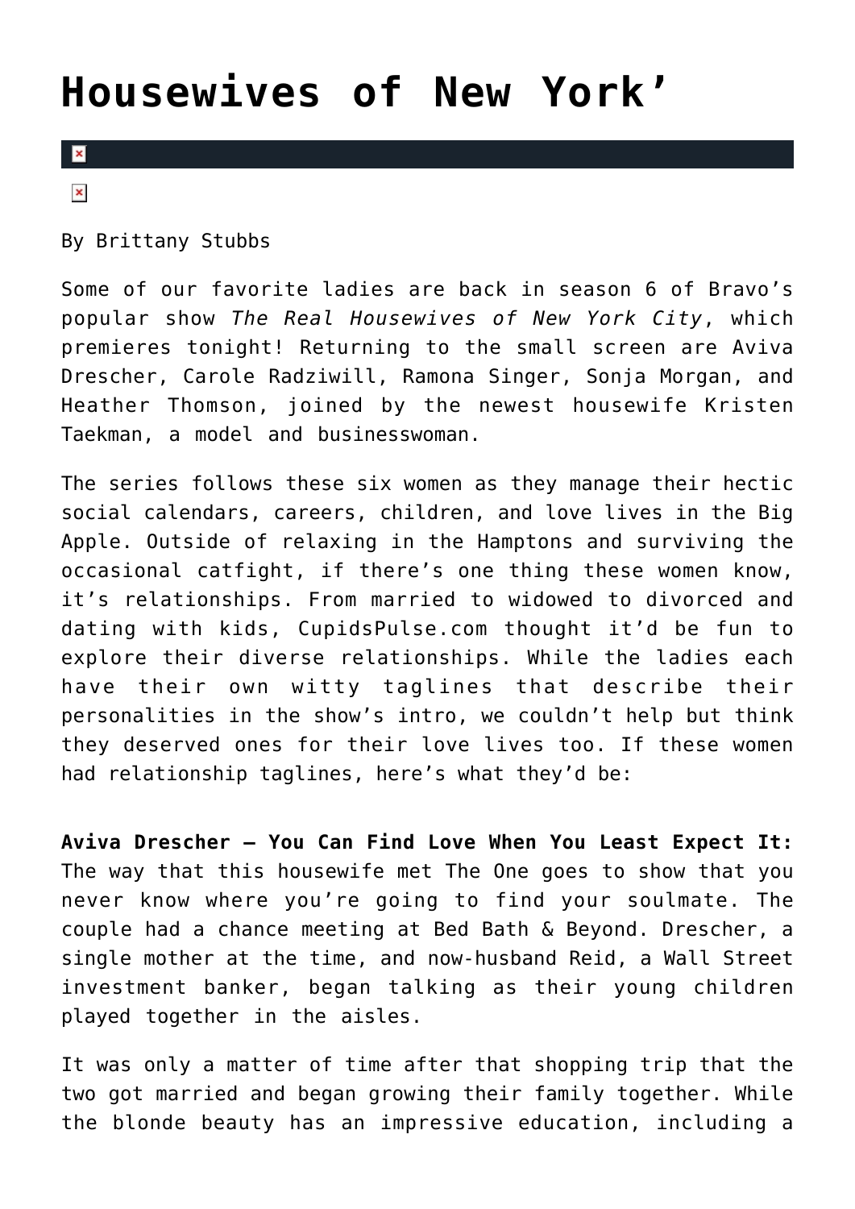# Housewives of New York’

By Brittany Stubbs

Some of our favorite ladies are back in season 6 of Bravo’s popular show *The Real Housewives of New York City*, which premieres tonight! Returning to the small screen are Aviva Drescher, Carole Radziwill, Ramona Singer, Sonja Morgan, and Heather Thomson, joined by the newest housewife Kristen Taekman, a model and businesswoman.

The series follows these six women as they manage their hectic social calendars, careers, children, and love lives in the Big Apple. Outside of relaxing in the Hamptons and surviving the occasional catfight, if there’s one thing these women know, it’s relationships. From married to widowed to divorced and dating with kids, CupidsPulse.com thought it’d be fun to explore their diverse relationships. While the ladies each have their own witty taglines that describe their personalities in the show’s intro, we couldn’t help but think they deserved ones for their love lives too. If these women had relationship taglines, here’s what they’d be:

**Aviva Drescher – You Can Find Love When You Least Expect It:** The way that this housewife met The One goes to show that you never know where you’re going to find your soulmate. The couple had a chance meeting at Bed Bath & Beyond. Drescher, a single mother at the time, and now-husband Reid, a Wall Street investment banker, began talking as their young children played together in the aisles.

It was only a matter of time after that shopping trip that the two got married and began growing their family together. While the blonde beauty has an impressive education, including a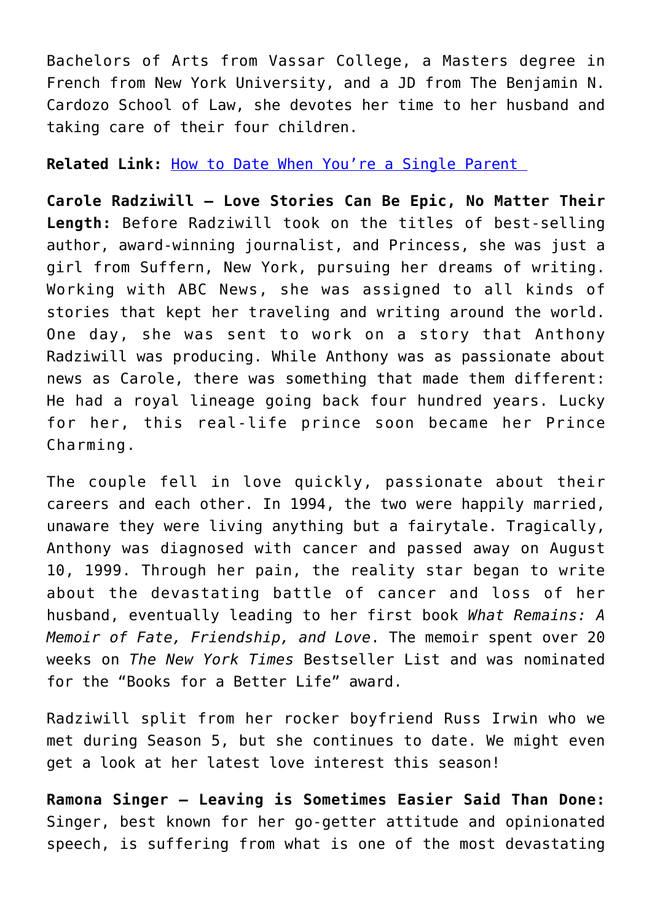Bachelors of Arts from Vassar College, a Masters degree in French from New York University, and a JD from The Benjamin N. Cardozo School of Law, she devotes her time to her husband and taking care of their four children.

**Related Link:** [How to Date When You're a Single Parent](#)

**Carole Radziwill – Love Stories Can Be Epic, No Matter Their Length:** Before Radziwill took on the titles of best-selling author, award-winning journalist, and Princess, she was just a girl from Suffern, New York, pursuing her dreams of writing. Working with ABC News, she was assigned to all kinds of stories that kept her traveling and writing around the world. One day, she was sent to work on a story that Anthony Radziwill was producing. While Anthony was as passionate about news as Carole, there was something that made them different: He had a royal lineage going back four hundred years. Lucky for her, this real-life prince soon became her Prince Charming.

The couple fell in love quickly, passionate about their careers and each other. In 1994, the two were happily married, unaware they were living anything but a fairytale. Tragically, Anthony was diagnosed with cancer and passed away on August 10, 1999. Through her pain, the reality star began to write about the devastating battle of cancer and loss of her husband, eventually leading to her first book *What Remains: A Memoir of Fate, Friendship, and Love*. The memoir spent over 20 weeks on *The New York Times* Bestseller List and was nominated for the "Books for a Better Life" award.

Radziwill split from her rocker boyfriend Russ Irwin who we met during Season 5, but she continues to date. We might even get a look at her latest love interest this season!

**Ramona Singer – Leaving is Sometimes Easier Said Than Done:** Singer, best known for her go-getter attitude and opinionated speech, is suffering from what is one of the most devastating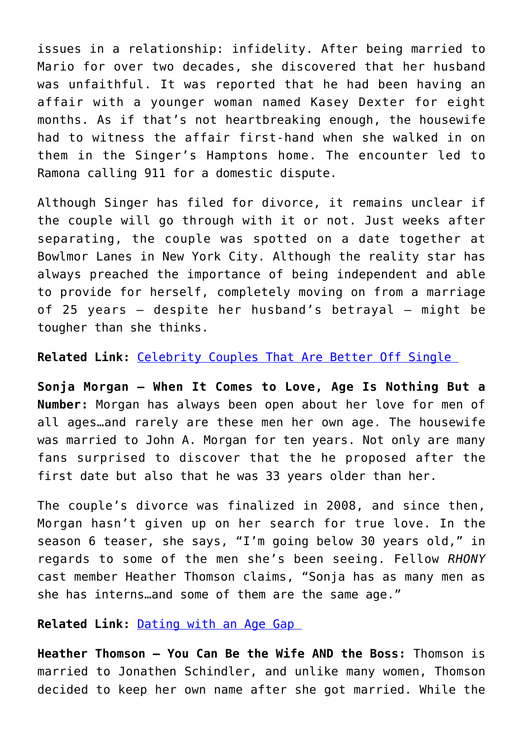issues in a relationship: infidelity. After being married to Mario for over two decades, she discovered that her husband was unfaithful. It was reported that he had been having an affair with a younger woman named Kasey Dexter for eight months. As if that's not heartbreaking enough, the housewife had to witness the affair first-hand when she walked in on them in the Singer's Hamptons home. The encounter led to Ramona calling 911 for a domestic dispute.

Although Singer has filed for divorce, it remains unclear if the couple will go through with it or not. Just weeks after separating, the couple was spotted on a date together at Bowlmor Lanes in New York City. Although the reality star has always preached the importance of being independent and able to provide for herself, completely moving on from a marriage of 25 years – despite her husband's betrayal – might be tougher than she thinks.

**Related Link:** [Celebrity Couples That Are Better Off Single](#)

**Sonja Morgan – When It Comes to Love, Age Is Nothing But a Number:** Morgan has always been open about her love for men of all ages…and rarely are these men her own age. The housewife was married to John A. Morgan for ten years. Not only are many fans surprised to discover that the he proposed after the first date but also that he was 33 years older than her.

The couple's divorce was finalized in 2008, and since then, Morgan hasn't given up on her search for true love. In the season 6 teaser, she says, "I'm going below 30 years old," in regards to some of the men she's been seeing. Fellow *RHONY* cast member Heather Thomson claims, "Sonja has as many men as she has interns…and some of them are the same age."

**Related Link:** [Dating with an Age Gap](#)

**Heather Thomson – You Can Be the Wife AND the Boss:** Thomson is married to Jonathen Schindler, and unlike many women, Thomson decided to keep her own name after she got married. While the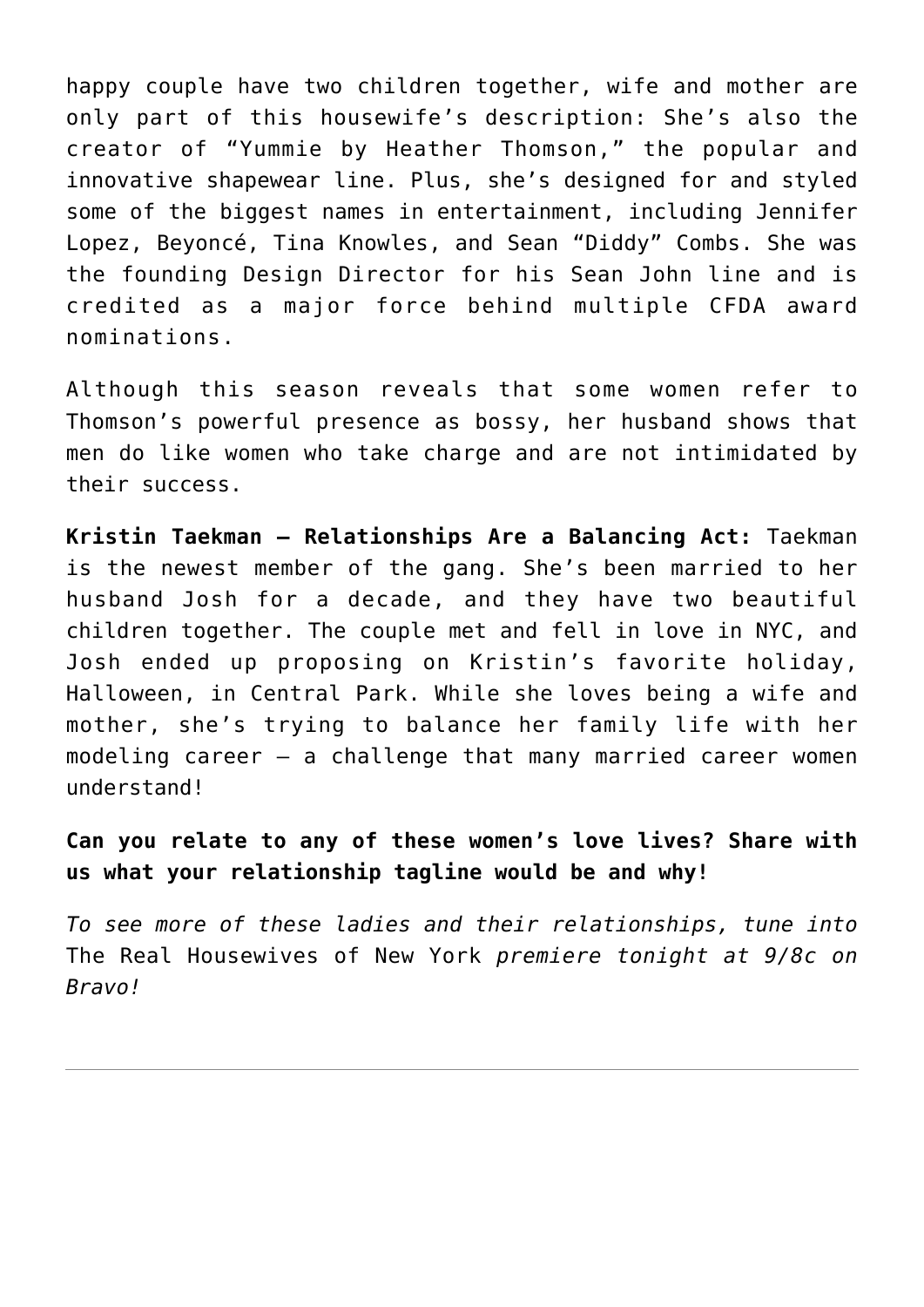happy couple have two children together, wife and mother are only part of this housewife's description: She's also the creator of "Yummie by Heather Thomson," the popular and innovative shapewear line. Plus, she's designed for and styled some of the biggest names in entertainment, including Jennifer Lopez, Beyoncé, Tina Knowles, and Sean "Diddy" Combs. She was the founding Design Director for his Sean John line and is credited as a major force behind multiple CFDA award nominations.

Although this season reveals that some women refer to Thomson's powerful presence as bossy, her husband shows that men do like women who take charge and are not intimidated by their success.

**Kristin Taekman – Relationships Are a Balancing Act:** Taekman is the newest member of the gang. She's been married to her husband Josh for a decade, and they have two beautiful children together. The couple met and fell in love in NYC, and Josh ended up proposing on Kristin's favorite holiday, Halloween, in Central Park. While she loves being a wife and mother, she's trying to balance her family life with her modeling career – a challenge that many married career women understand!

**Can you relate to any of these women's love lives? Share with us what your relationship tagline would be and why!**

*To see more of these ladies and their relationships, tune into* The Real Housewives of New York *premiere tonight at 9/8c on Bravo!*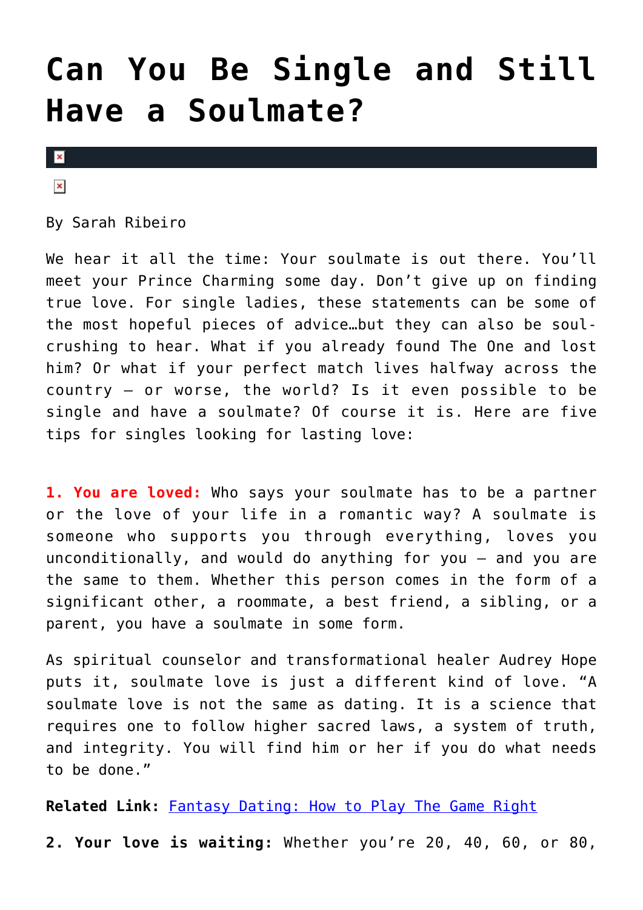# Can You Be Single and Still Have a Soulmate?

By Sarah Ribeiro

We hear it all the time: Your soulmate is out there. You'll meet your Prince Charming some day. Don't give up on finding true love. For single ladies, these statements can be some of the most hopeful pieces of advice…but they can also be soul-crushing to hear. What if you already found The One and lost him? Or what if your perfect match lives halfway across the country — or worse, the world? Is it even possible to be single and have a soulmate? Of course it is. Here are five tips for singles looking for lasting love:

**1. You are loved:** Who says your soulmate has to be a partner or the love of your life in a romantic way? A soulmate is someone who supports you through everything, loves you unconditionally, and would do anything for you — and you are the same to them. Whether this person comes in the form of a significant other, a roommate, a best friend, a sibling, or a parent, you have a soulmate in some form.

As spiritual counselor and transformational healer Audrey Hope puts it, soulmate love is just a different kind of love. "A soulmate love is not the same as dating. It is a science that requires one to follow higher sacred laws, a system of truth, and integrity. You will find him or her if you do what needs to be done."

**Related Link:** Fantasy Dating: How to Play The Game Right

**2. Your love is waiting:** Whether you're 20, 40, 60, or 80,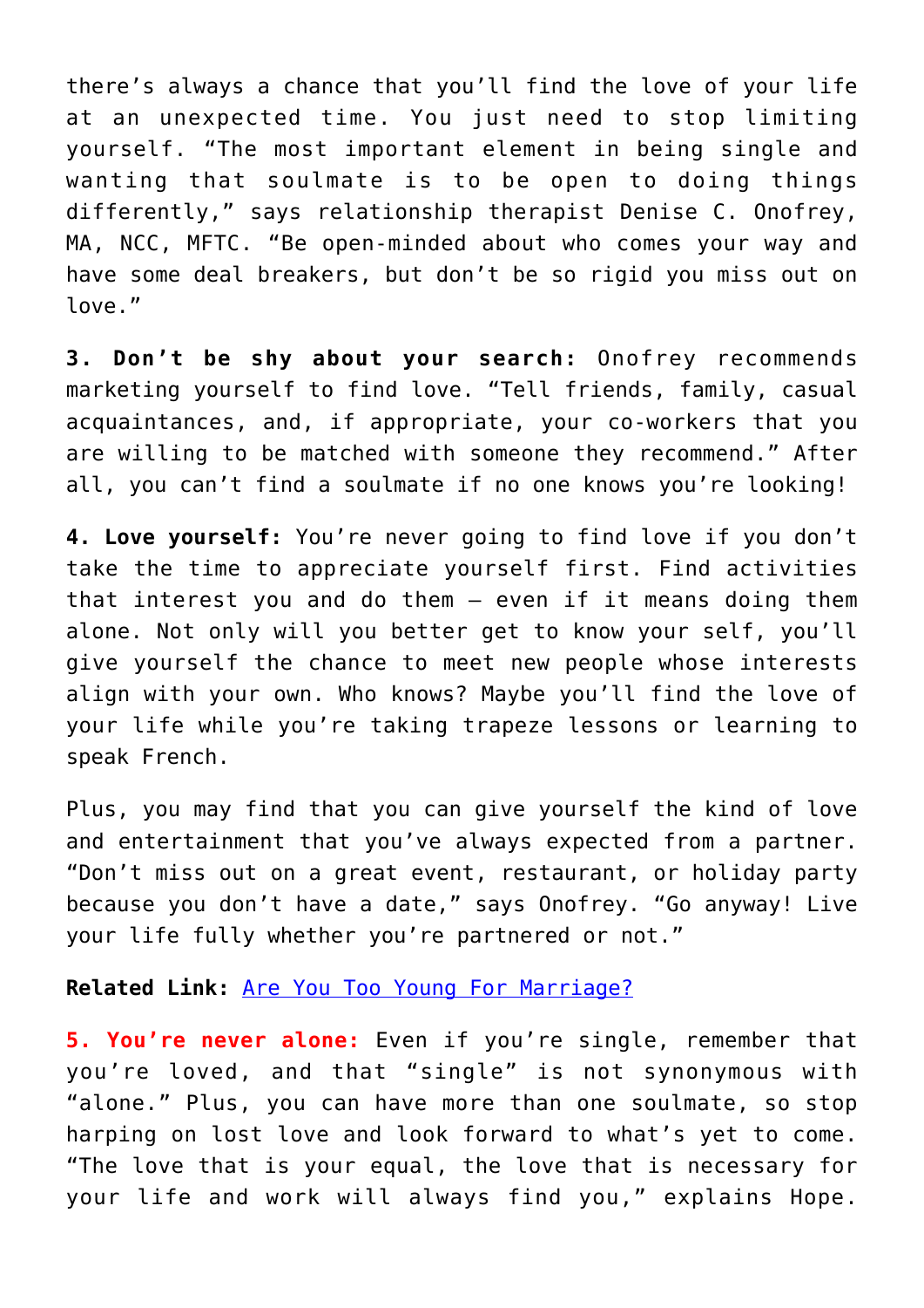there's always a chance that you'll find the love of your life at an unexpected time. You just need to stop limiting yourself. "The most important element in being single and wanting that soulmate is to be open to doing things differently," says relationship therapist Denise C. Onofrey, MA, NCC, MFTC. "Be open-minded about who comes your way and have some deal breakers, but don't be so rigid you miss out on love."

**3. Don't be shy about your search:** Onofrey recommends marketing yourself to find love. "Tell friends, family, casual acquaintances, and, if appropriate, your co-workers that you are willing to be matched with someone they recommend." After all, you can't find a soulmate if no one knows you're looking!

**4. Love yourself:** You're never going to find love if you don't take the time to appreciate yourself first. Find activities that interest you and do them – even if it means doing them alone. Not only will you better get to know your self, you'll give yourself the chance to meet new people whose interests align with your own. Who knows? Maybe you'll find the love of your life while you're taking trapeze lessons or learning to speak French.

Plus, you may find that you can give yourself the kind of love and entertainment that you've always expected from a partner. "Don't miss out on a great event, restaurant, or holiday party because you don't have a date," says Onofrey. "Go anyway! Live your life fully whether you're partnered or not."

**Related Link:** Are You Too Young For Marriage?

**5. You're never alone:** Even if you're single, remember that you're loved, and that "single" is not synonymous with "alone." Plus, you can have more than one soulmate, so stop harping on lost love and look forward to what's yet to come. "The love that is your equal, the love that is necessary for your life and work will always find you," explains Hope.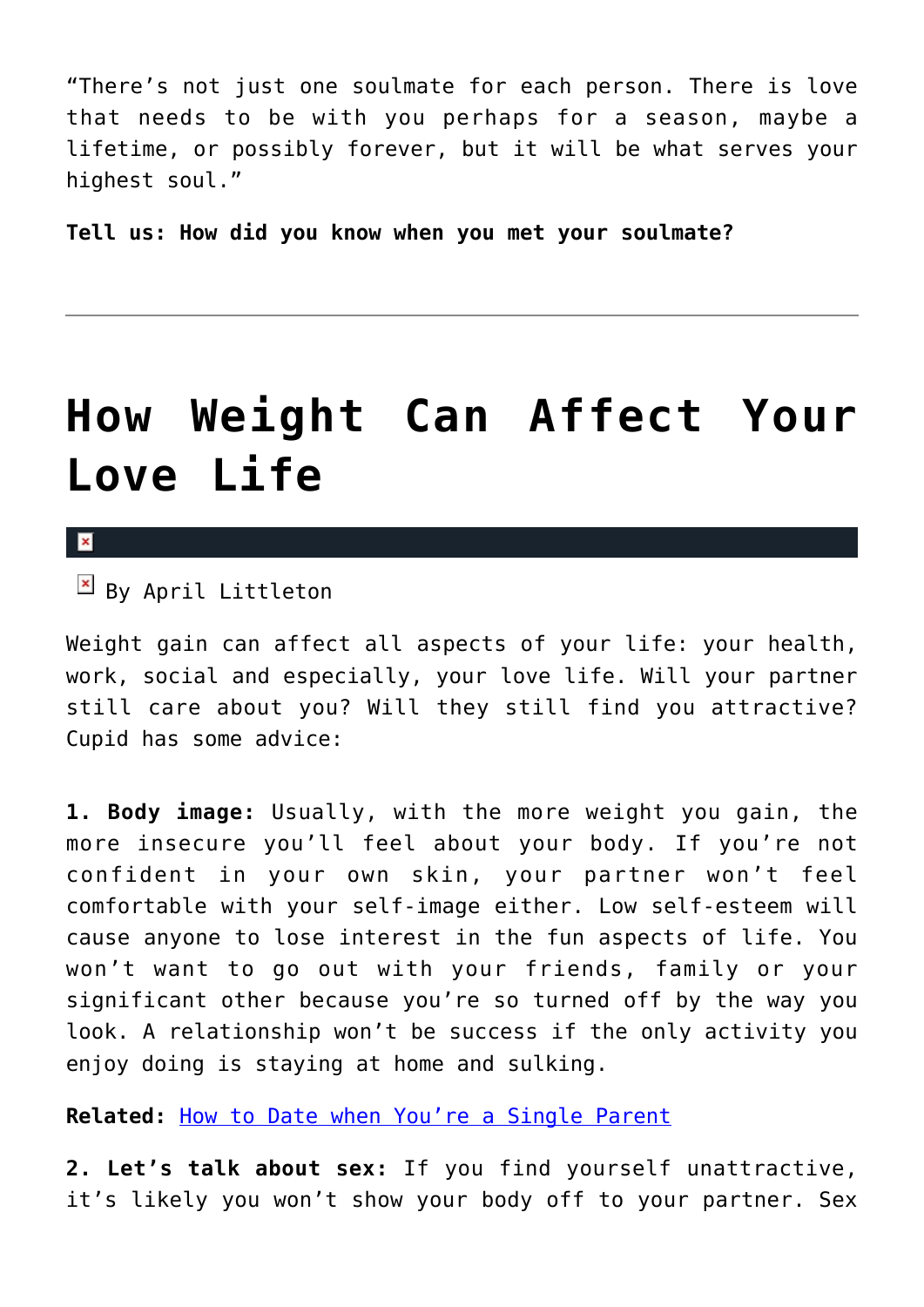"There's not just one soulmate for each person. There is love that needs to be with you perhaps for a season, maybe a lifetime, or possibly forever, but it will be what serves your highest soul."

**Tell us: How did you know when you met your soulmate?**

---

# How Weight Can Affect Your Love Life

By April Littleton

Weight gain can affect all aspects of your life: your health, work, social and especially, your love life. Will your partner still care about you? Will they still find you attractive? Cupid has some advice:

**1. Body image:** Usually, with the more weight you gain, the more insecure you'll feel about your body. If you're not confident in your own skin, your partner won't feel comfortable with your self-image either. Low self-esteem will cause anyone to lose interest in the fun aspects of life. You won't want to go out with your friends, family or your significant other because you're so turned off by the way you look. A relationship won't be success if the only activity you enjoy doing is staying at home and sulking.

**Related:** How to Date when You're a Single Parent

**2. Let's talk about sex:** If you find yourself unattractive, it's likely you won't show your body off to your partner. Sex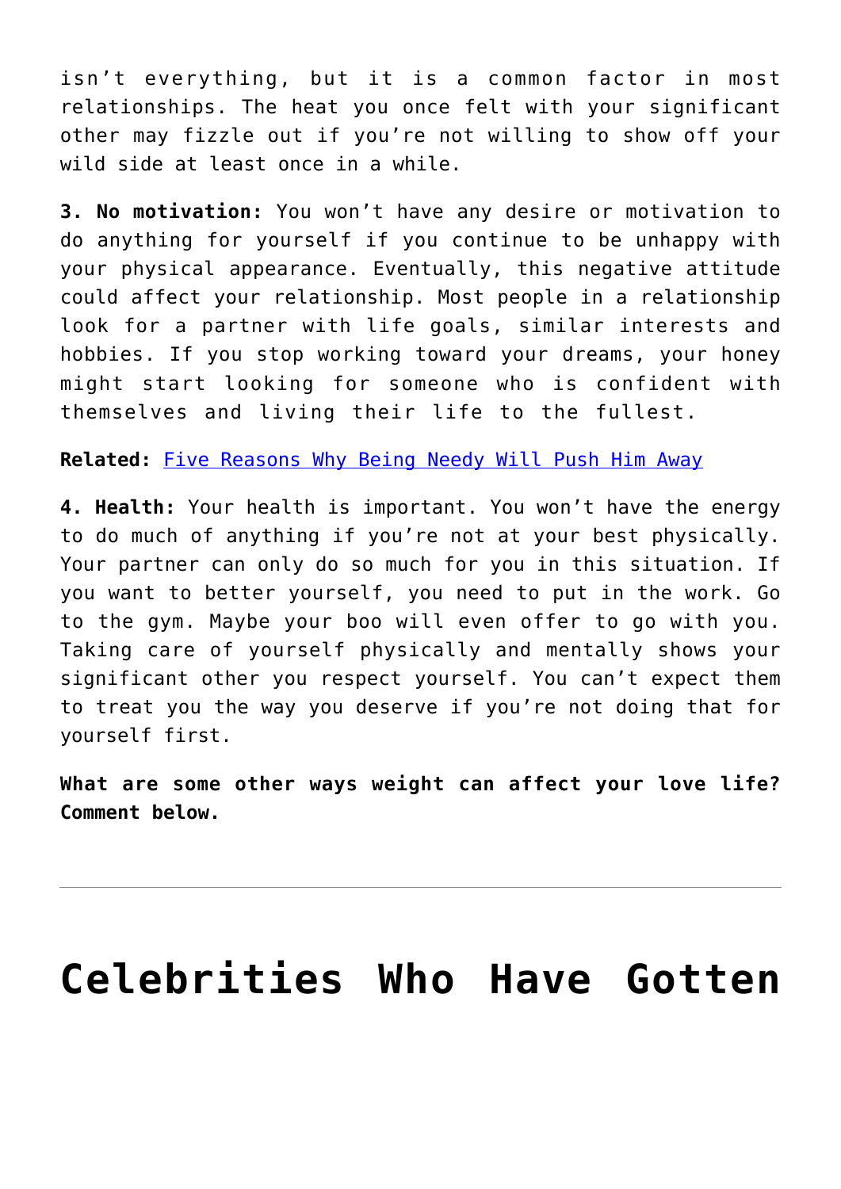isn't everything, but it is a common factor in most relationships. The heat you once felt with your significant other may fizzle out if you're not willing to show off your wild side at least once in a while.

**3. No motivation:** You won't have any desire or motivation to do anything for yourself if you continue to be unhappy with your physical appearance. Eventually, this negative attitude could affect your relationship. Most people in a relationship look for a partner with life goals, similar interests and hobbies. If you stop working toward your dreams, your honey might start looking for someone who is confident with themselves and living their life to the fullest.

**Related:** Five Reasons Why Being Needy Will Push Him Away

**4. Health:** Your health is important. You won't have the energy to do much of anything if you're not at your best physically. Your partner can only do so much for you in this situation. If you want to better yourself, you need to put in the work. Go to the gym. Maybe your boo will even offer to go with you. Taking care of yourself physically and mentally shows your significant other you respect yourself. You can't expect them to treat you the way you deserve if you're not doing that for yourself first.

**What are some other ways weight can affect your love life? Comment below.**

---

# Celebrities Who Have Gotten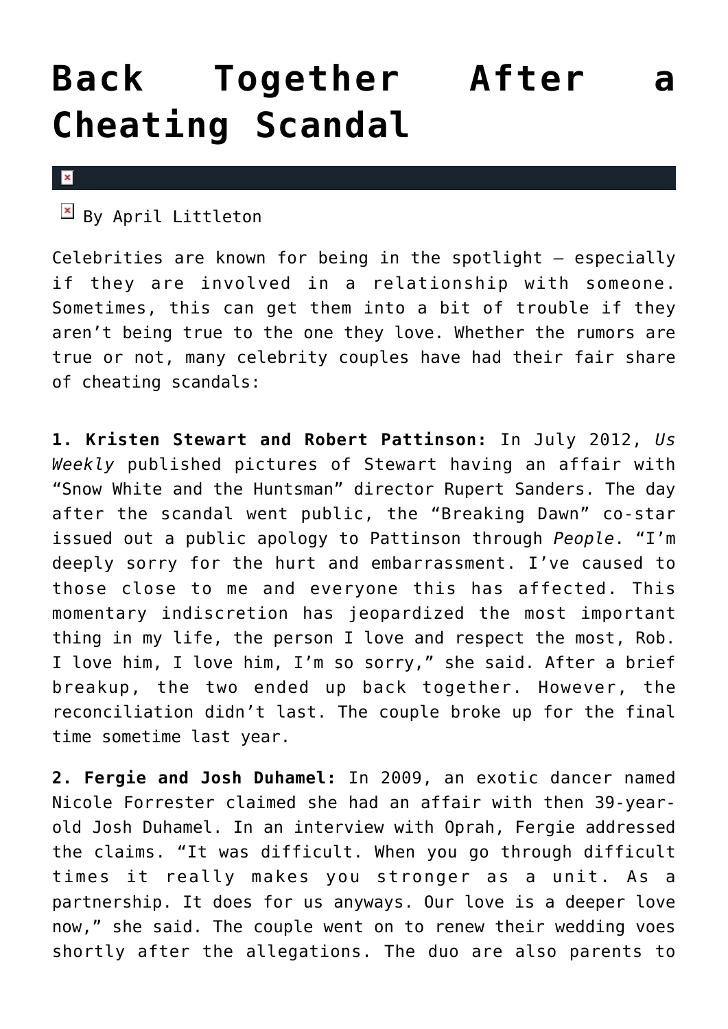# Back Together After a Cheating Scandal

By April Littleton

Celebrities are known for being in the spotlight — especially if they are involved in a relationship with someone. Sometimes, this can get them into a bit of trouble if they aren't being true to the one they love. Whether the rumors are true or not, many celebrity couples have had their fair share of cheating scandals:

**1. Kristen Stewart and Robert Pattinson:** In July 2012, *Us Weekly* published pictures of Stewart having an affair with "Snow White and the Huntsman" director Rupert Sanders. The day after the scandal went public, the "Breaking Dawn" co-star issued out a public apology to Pattinson through *People*. "I'm deeply sorry for the hurt and embarrassment. I've caused to those close to me and everyone this has affected. This momentary indiscretion has jeopardized the most important thing in my life, the person I love and respect the most, Rob. I love him, I love him, I'm so sorry," she said. After a brief breakup, the two ended up back together. However, the reconciliation didn't last. The couple broke up for the final time sometime last year.

**2. Fergie and Josh Duhamel:** In 2009, an exotic dancer named Nicole Forrester claimed she had an affair with then 39-year-old Josh Duhamel. In an interview with Oprah, Fergie addressed the claims. "It was difficult. When you go through difficult times it really makes you stronger as a unit. As a partnership. It does for us anyways. Our love is a deeper love now," she said. The couple went on to renew their wedding voes shortly after the allegations. The duo are also parents to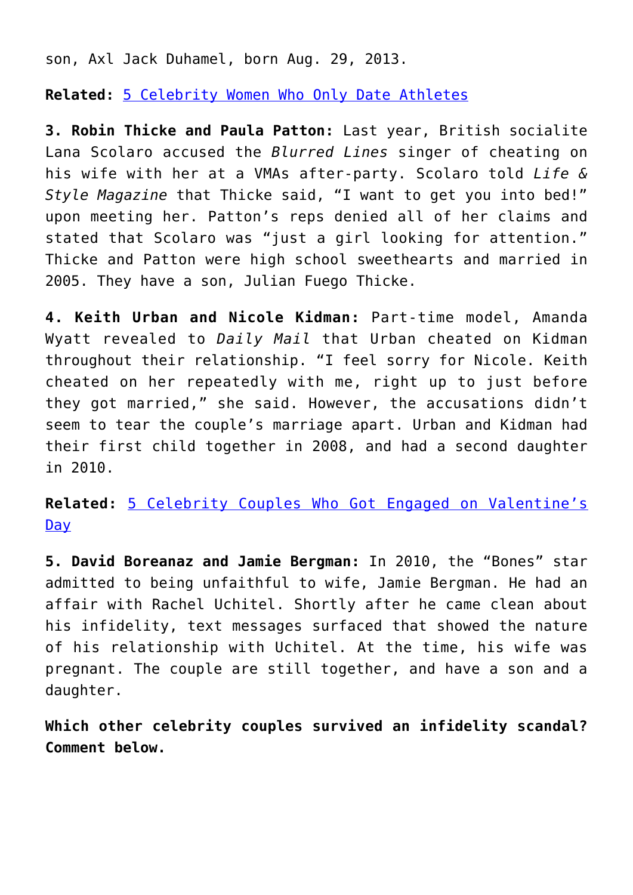son, Axl Jack Duhamel, born Aug. 29, 2013.

**Related:** [5 Celebrity Women Who Only Date Athletes]()

**3. Robin Thicke and Paula Patton:** Last year, British socialite Lana Scolaro accused the *Blurred Lines* singer of cheating on his wife with her at a VMAs after-party. Scolaro told *Life & Style Magazine* that Thicke said, "I want to get you into bed!" upon meeting her. Patton's reps denied all of her claims and stated that Scolaro was "just a girl looking for attention." Thicke and Patton were high school sweethearts and married in 2005. They have a son, Julian Fuego Thicke.

**4. Keith Urban and Nicole Kidman:** Part-time model, Amanda Wyatt revealed to *Daily Mail* that Urban cheated on Kidman throughout their relationship. "I feel sorry for Nicole. Keith cheated on her repeatedly with me, right up to just before they got married," she said. However, the accusations didn't seem to tear the couple's marriage apart. Urban and Kidman had their first child together in 2008, and had a second daughter in 2010.

**Related:** [5 Celebrity Couples Who Got Engaged on Valentine's Day]()

**5. David Boreanaz and Jamie Bergman:** In 2010, the "Bones" star admitted to being unfaithful to wife, Jamie Bergman. He had an affair with Rachel Uchitel. Shortly after he came clean about his infidelity, text messages surfaced that showed the nature of his relationship with Uchitel. At the time, his wife was pregnant. The couple are still together, and have a son and a daughter.

**Which other celebrity couples survived an infidelity scandal? Comment below.**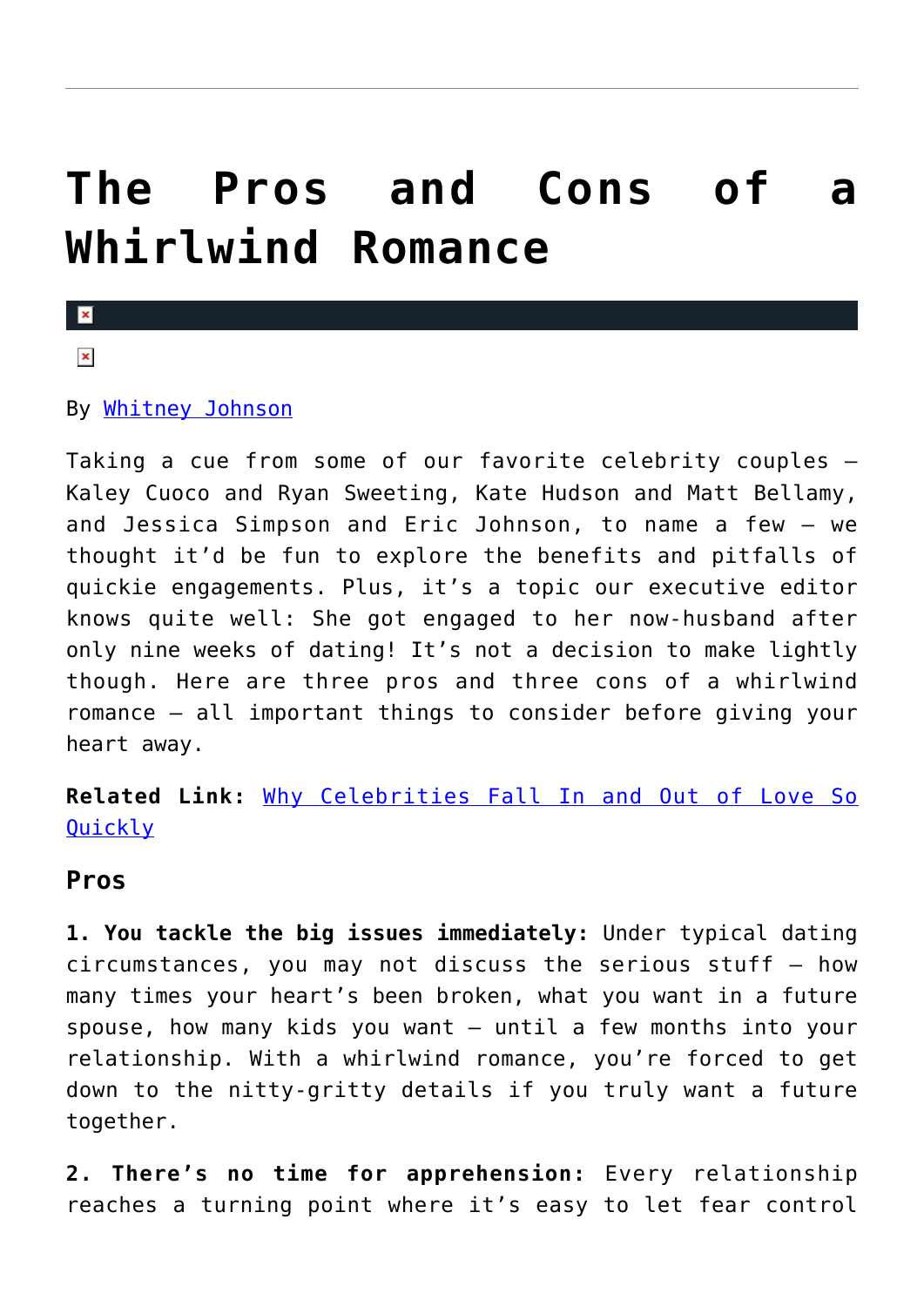# The Pros and Cons of a Whirlwind Romance

By Whitney Johnson

Taking a cue from some of our favorite celebrity couples — Kaley Cuoco and Ryan Sweeting, Kate Hudson and Matt Bellamy, and Jessica Simpson and Eric Johnson, to name a few — we thought it'd be fun to explore the benefits and pitfalls of quickie engagements. Plus, it's a topic our executive editor knows quite well: She got engaged to her now-husband after only nine weeks of dating! It's not a decision to make lightly though. Here are three pros and three cons of a whirlwind romance — all important things to consider before giving your heart away.

**Related Link:** Why Celebrities Fall In and Out of Love So Quickly

### Pros

**1. You tackle the big issues immediately:** Under typical dating circumstances, you may not discuss the serious stuff — how many times your heart's been broken, what you want in a future spouse, how many kids you want — until a few months into your relationship. With a whirlwind romance, you're forced to get down to the nitty-gritty details if you truly want a future together.

**2. There's no time for apprehension:** Every relationship reaches a turning point where it's easy to let fear control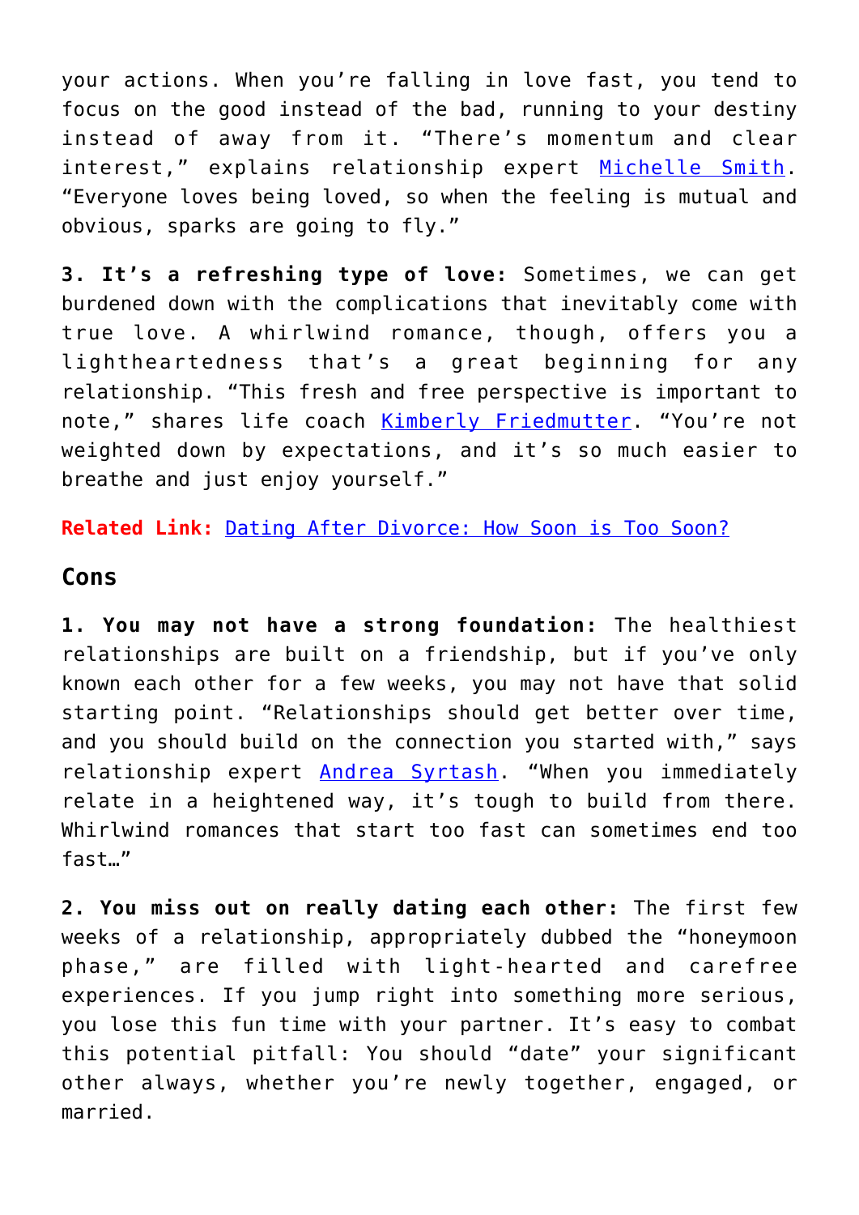your actions. When you're falling in love fast, you tend to focus on the good instead of the bad, running to your destiny instead of away from it. "There's momentum and clear interest," explains relationship expert [Michelle Smith](). "Everyone loves being loved, so when the feeling is mutual and obvious, sparks are going to fly."

**3. It's a refreshing type of love:** Sometimes, we can get burdened down with the complications that inevitably come with true love. A whirlwind romance, though, offers you a lightheartedness that's a great beginning for any relationship. "This fresh and free perspective is important to note," shares life coach [Kimberly Friedmutter](). "You're not weighted down by expectations, and it's so much easier to breathe and just enjoy yourself."

**Related Link:** [Dating After Divorce: How Soon is Too Soon?]()

## Cons

**1. You may not have a strong foundation:** The healthiest relationships are built on a friendship, but if you've only known each other for a few weeks, you may not have that solid starting point. "Relationships should get better over time, and you should build on the connection you started with," says relationship expert [Andrea Syrtash](). "When you immediately relate in a heightened way, it's tough to build from there. Whirlwind romances that start too fast can sometimes end too fast…"

**2. You miss out on really dating each other:** The first few weeks of a relationship, appropriately dubbed the "honeymoon phase," are filled with light-hearted and carefree experiences. If you jump right into something more serious, you lose this fun time with your partner. It's easy to combat this potential pitfall: You should "date" your significant other always, whether you're newly together, engaged, or married.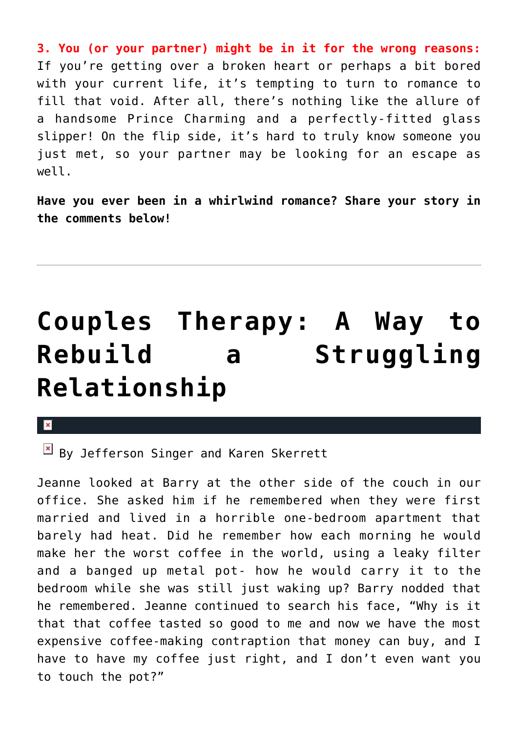**3. You (or your partner) might be in it for the wrong reasons:** If you're getting over a broken heart or perhaps a bit bored with your current life, it's tempting to turn to romance to fill that void. After all, there's nothing like the allure of a handsome Prince Charming and a perfectly-fitted glass slipper! On the flip side, it's hard to truly know someone you just met, so your partner may be looking for an escape as well.

**Have you ever been in a whirlwind romance? Share your story in the comments below!**

---

# Couples Therapy: A Way to Rebuild a Struggling Relationship

By Jefferson Singer and Karen Skerrett

Jeanne looked at Barry at the other side of the couch in our office. She asked him if he remembered when they were first married and lived in a horrible one-bedroom apartment that barely had heat. Did he remember how each morning he would make her the worst coffee in the world, using a leaky filter and a banged up metal pot- how he would carry it to the bedroom while she was still just waking up? Barry nodded that he remembered. Jeanne continued to search his face, "Why is it that that coffee tasted so good to me and now we have the most expensive coffee-making contraption that money can buy, and I have to have my coffee just right, and I don't even want you to touch the pot?"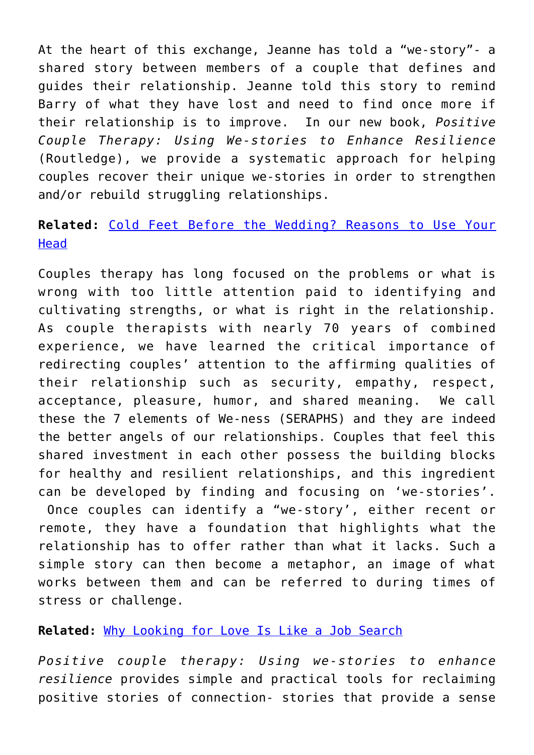At the heart of this exchange, Jeanne has told a "we-story"- a shared story between members of a couple that defines and guides their relationship. Jeanne told this story to remind Barry of what they have lost and need to find once more if their relationship is to improve. In our new book, *Positive Couple Therapy: Using We-stories to Enhance Resilience* (Routledge), we provide a systematic approach for helping couples recover their unique we-stories in order to strengthen and/or rebuild struggling relationships.

**Related:** [Cold Feet Before the Wedding? Reasons to Use Your Head]()

Couples therapy has long focused on the problems or what is wrong with too little attention paid to identifying and cultivating strengths, or what is right in the relationship. As couple therapists with nearly 70 years of combined experience, we have learned the critical importance of redirecting couples' attention to the affirming qualities of their relationship such as security, empathy, respect, acceptance, pleasure, humor, and shared meaning. We call these the 7 elements of We-ness (SERAPHS) and they are indeed the better angels of our relationships. Couples that feel this shared investment in each other possess the building blocks for healthy and resilient relationships, and this ingredient can be developed by finding and focusing on 'we-stories'. Once couples can identify a "we-story', either recent or remote, they have a foundation that highlights what the relationship has to offer rather than what it lacks. Such a simple story can then become a metaphor, an image of what works between them and can be referred to during times of stress or challenge.

**Related:** [Why Looking for Love Is Like a Job Search]()

*Positive couple therapy: Using we-stories to enhance resilience* provides simple and practical tools for reclaiming positive stories of connection- stories that provide a sense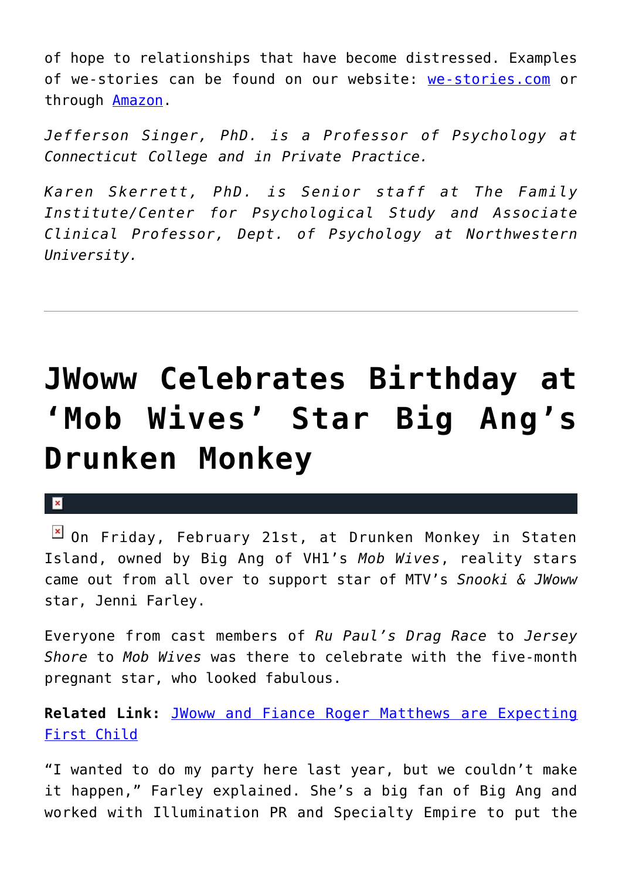of hope to relationships that have become distressed. Examples of we-stories can be found on our website: [we-stories.com](we-stories.com) or through [Amazon](Amazon).

*Jefferson Singer, PhD. is a Professor of Psychology at Connecticut College and in Private Practice.*

*Karen Skerrett, PhD. is Senior staff at The Family Institute/Center for Psychological Study and Associate Clinical Professor, Dept. of Psychology at Northwestern University.*

---

# JWoww Celebrates Birthday at 'Mob Wives' Star Big Ang's Drunken Monkey

On Friday, February 21st, at Drunken Monkey in Staten Island, owned by Big Ang of VH1's *Mob Wives*, reality stars came out from all over to support star of MTV's *Snooki & JWoww* star, Jenni Farley.

Everyone from cast members of *Ru Paul's Drag Race* to *Jersey Shore* to *Mob Wives* was there to celebrate with the five-month pregnant star, who looked fabulous.

**Related Link:** [JWoww and Fiance Roger Matthews are Expecting First Child]()

"I wanted to do my party here last year, but we couldn't make it happen," Farley explained. She's a big fan of Big Ang and worked with Illumination PR and Specialty Empire to put the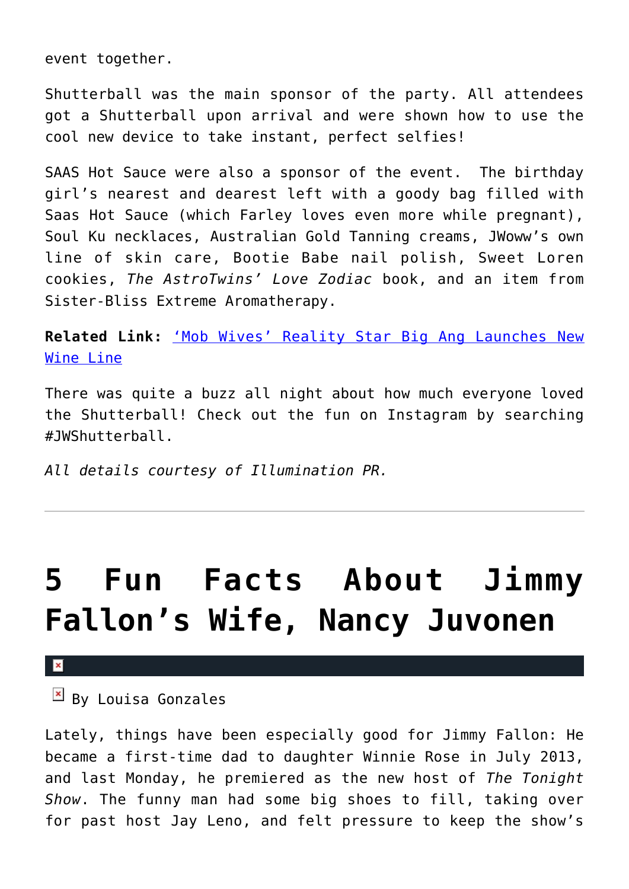event together.

Shutterball was the main sponsor of the party. All attendees got a Shutterball upon arrival and were shown how to use the cool new device to take instant, perfect selfies!

SAAS Hot Sauce were also a sponsor of the event. The birthday girl's nearest and dearest left with a goody bag filled with Saas Hot Sauce (which Farley loves even more while pregnant), Soul Ku necklaces, Australian Gold Tanning creams, JWoww's own line of skin care, Bootie Babe nail polish, Sweet Loren cookies, *The AstroTwins' Love Zodiac* book, and an item from Sister-Bliss Extreme Aromatherapy.

**Related Link:** ['Mob Wives' Reality Star Big Ang Launches New Wine Line]()

There was quite a buzz all night about how much everyone loved the Shutterball! Check out the fun on Instagram by searching #JWShutterball.

*All details courtesy of Illumination PR.*

---

# 5 Fun Facts About Jimmy Fallon's Wife, Nancy Juvonen

By Louisa Gonzales

Lately, things have been especially good for Jimmy Fallon: He became a first-time dad to daughter Winnie Rose in July 2013, and last Monday, he premiered as the new host of *The Tonight Show*. The funny man had some big shoes to fill, taking over for past host Jay Leno, and felt pressure to keep the show's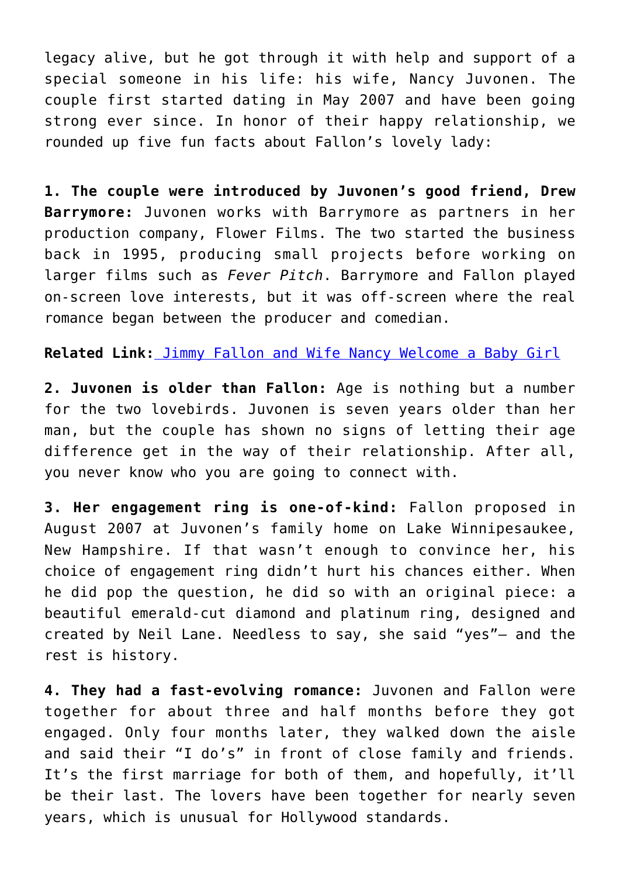legacy alive, but he got through it with help and support of a special someone in his life: his wife, Nancy Juvonen. The couple first started dating in May 2007 and have been going strong ever since. In honor of their happy relationship, we rounded up five fun facts about Fallon's lovely lady:

**1. The couple were introduced by Juvonen's good friend, Drew Barrymore:** Juvonen works with Barrymore as partners in her production company, Flower Films. The two started the business back in 1995, producing small projects before working on larger films such as *Fever Pitch*. Barrymore and Fallon played on-screen love interests, but it was off-screen where the real romance began between the producer and comedian.

**Related Link:** Jimmy Fallon and Wife Nancy Welcome a Baby Girl

**2. Juvonen is older than Fallon:** Age is nothing but a number for the two lovebirds. Juvonen is seven years older than her man, but the couple has shown no signs of letting their age difference get in the way of their relationship. After all, you never know who you are going to connect with.

**3. Her engagement ring is one-of-kind:** Fallon proposed in August 2007 at Juvonen's family home on Lake Winnipesaukee, New Hampshire. If that wasn't enough to convince her, his choice of engagement ring didn't hurt his chances either. When he did pop the question, he did so with an original piece: a beautiful emerald-cut diamond and platinum ring, designed and created by Neil Lane. Needless to say, she said "yes"— and the rest is history.

**4. They had a fast-evolving romance:** Juvonen and Fallon were together for about three and half months before they got engaged. Only four months later, they walked down the aisle and said their "I do's" in front of close family and friends. It's the first marriage for both of them, and hopefully, it'll be their last. The lovers have been together for nearly seven years, which is unusual for Hollywood standards.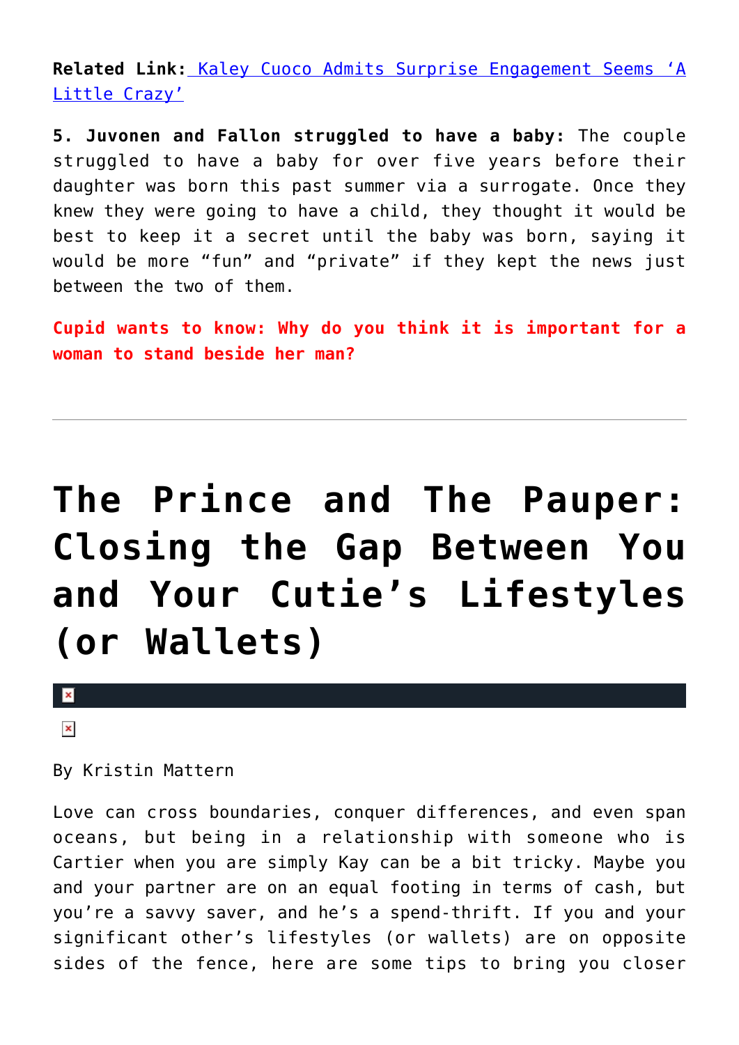**Related Link:** [Kaley Cuoco Admits Surprise Engagement Seems 'A Little Crazy']

**5. Juvonen and Fallon struggled to have a baby:** The couple struggled to have a baby for over five years before their daughter was born this past summer via a surrogate. Once they knew they were going to have a child, they thought it would be best to keep it a secret until the baby was born, saying it would be more "fun" and "private" if they kept the news just between the two of them.

**Cupid wants to know: Why do you think it is important for a woman to stand beside her man?**

---

# The Prince and The Pauper: Closing the Gap Between You and Your Cutie's Lifestyles (or Wallets)

By Kristin Mattern

Love can cross boundaries, conquer differences, and even span oceans, but being in a relationship with someone who is Cartier when you are simply Kay can be a bit tricky. Maybe you and your partner are on an equal footing in terms of cash, but you're a savvy saver, and he's a spend-thrift. If you and your significant other's lifestyles (or wallets) are on opposite sides of the fence, here are some tips to bring you closer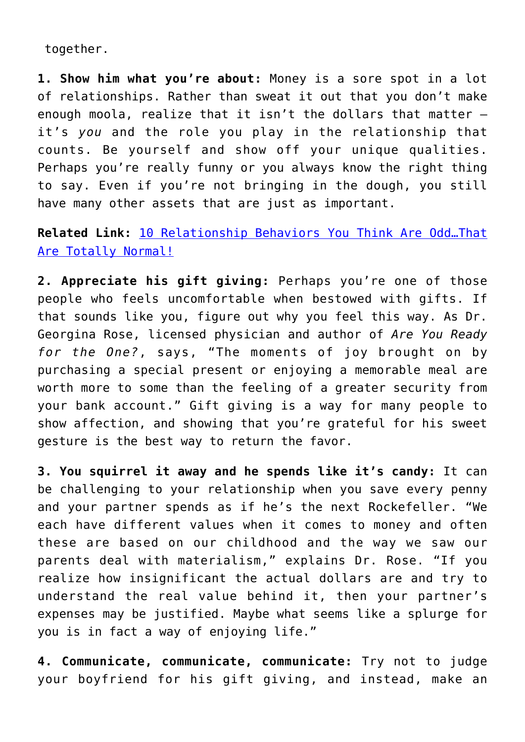together.

**1. Show him what you're about:** Money is a sore spot in a lot of relationships. Rather than sweat it out that you don't make enough moola, realize that it isn't the dollars that matter – it's *you* and the role you play in the relationship that counts. Be yourself and show off your unique qualities. Perhaps you're really funny or you always know the right thing to say. Even if you're not bringing in the dough, you still have many other assets that are just as important.

**Related Link:** [10 Relationship Behaviors You Think Are Odd…That Are Totally Normal!]()

**2. Appreciate his gift giving:** Perhaps you're one of those people who feels uncomfortable when bestowed with gifts. If that sounds like you, figure out why you feel this way. As Dr. Georgina Rose, licensed physician and author of *Are You Ready for the One?*, says, "The moments of joy brought on by purchasing a special present or enjoying a memorable meal are worth more to some than the feeling of a greater security from your bank account." Gift giving is a way for many people to show affection, and showing that you're grateful for his sweet gesture is the best way to return the favor.

**3. You squirrel it away and he spends like it's candy:** It can be challenging to your relationship when you save every penny and your partner spends as if he's the next Rockefeller. "We each have different values when it comes to money and often these are based on our childhood and the way we saw our parents deal with materialism," explains Dr. Rose. "If you realize how insignificant the actual dollars are and try to understand the real value behind it, then your partner's expenses may be justified. Maybe what seems like a splurge for you is in fact a way of enjoying life."

**4. Communicate, communicate, communicate:** Try not to judge your boyfriend for his gift giving, and instead, make an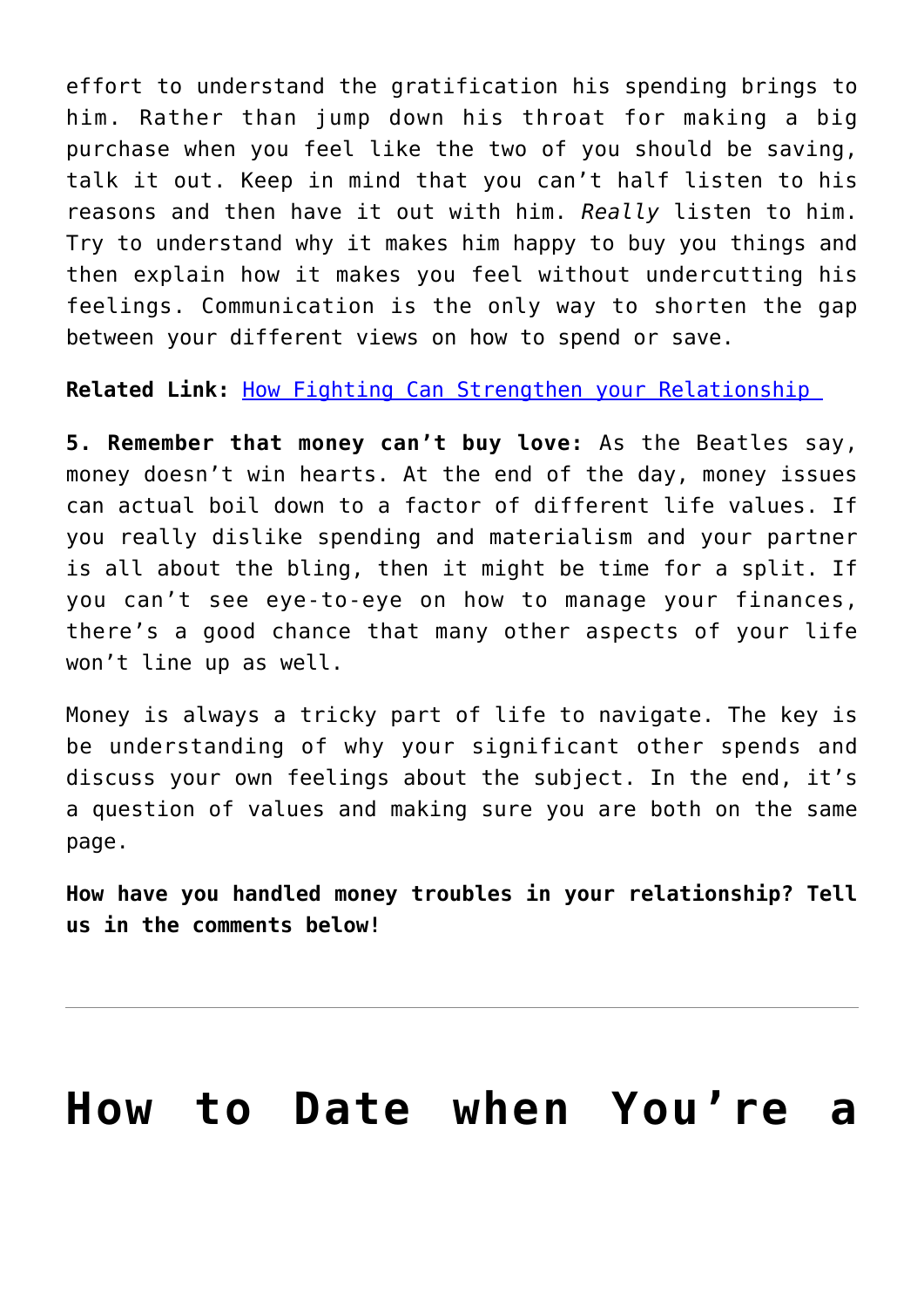effort to understand the gratification his spending brings to him. Rather than jump down his throat for making a big purchase when you feel like the two of you should be saving, talk it out. Keep in mind that you can't half listen to his reasons and then have it out with him. *Really* listen to him. Try to understand why it makes him happy to buy you things and then explain how it makes you feel without undercutting his feelings. Communication is the only way to shorten the gap between your different views on how to spend or save.

**Related Link:** How Fighting Can Strengthen your Relationship

**5. Remember that money can't buy love:** As the Beatles say, money doesn't win hearts. At the end of the day, money issues can actual boil down to a factor of different life values. If you really dislike spending and materialism and your partner is all about the bling, then it might be time for a split. If you can't see eye-to-eye on how to manage your finances, there's a good chance that many other aspects of your life won't line up as well.

Money is always a tricky part of life to navigate. The key is be understanding of why your significant other spends and discuss your own feelings about the subject. In the end, it's a question of values and making sure you are both on the same page.

**How have you handled money troubles in your relationship? Tell us in the comments below!**

---

# How to Date when You're a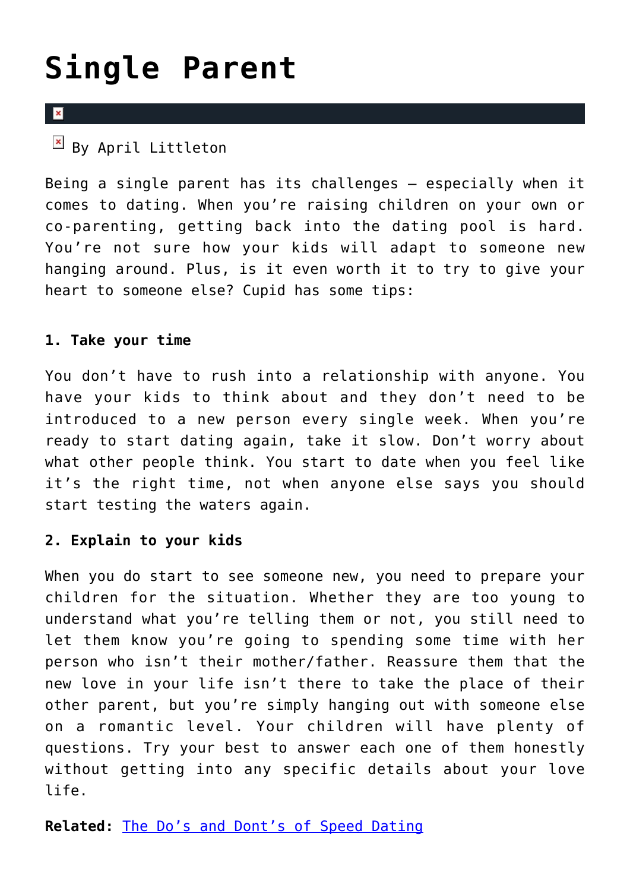# Single Parent

By April Littleton

Being a single parent has its challenges – especially when it comes to dating. When you're raising children on your own or co-parenting, getting back into the dating pool is hard. You're not sure how your kids will adapt to someone new hanging around. Plus, is it even worth it to try to give your heart to someone else? Cupid has some tips:

**1. Take your time**

You don't have to rush into a relationship with anyone. You have your kids to think about and they don't need to be introduced to a new person every single week. When you're ready to start dating again, take it slow. Don't worry about what other people think. You start to date when you feel like it's the right time, not when anyone else says you should start testing the waters again.

**2. Explain to your kids**

When you do start to see someone new, you need to prepare your children for the situation. Whether they are too young to understand what you're telling them or not, you still need to let them know you're going to spending some time with her person who isn't their mother/father. Reassure them that the new love in your life isn't there to take the place of their other parent, but you're simply hanging out with someone else on a romantic level. Your children will have plenty of questions. Try your best to answer each one of them honestly without getting into any specific details about your love life.

**Related:** The Do's and Dont's of Speed Dating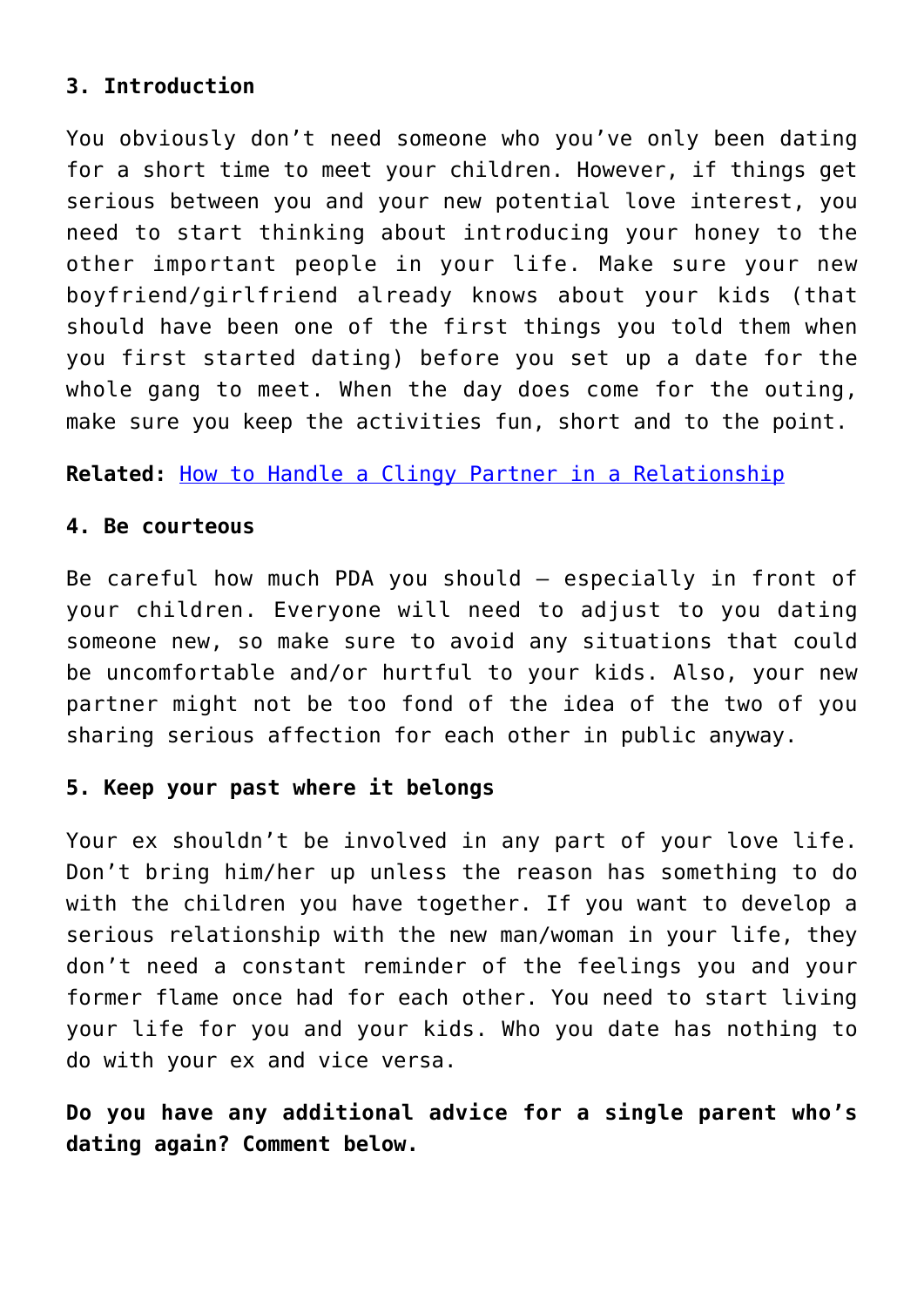**3. Introduction**

You obviously don't need someone who you've only been dating for a short time to meet your children. However, if things get serious between you and your new potential love interest, you need to start thinking about introducing your honey to the other important people in your life. Make sure your new boyfriend/girlfriend already knows about your kids (that should have been one of the first things you told them when you first started dating) before you set up a date for the whole gang to meet. When the day does come for the outing, make sure you keep the activities fun, short and to the point.

**Related:** How to Handle a Clingy Partner in a Relationship

**4. Be courteous**

Be careful how much PDA you should – especially in front of your children. Everyone will need to adjust to you dating someone new, so make sure to avoid any situations that could be uncomfortable and/or hurtful to your kids. Also, your new partner might not be too fond of the idea of the two of you sharing serious affection for each other in public anyway.

**5. Keep your past where it belongs**

Your ex shouldn't be involved in any part of your love life. Don't bring him/her up unless the reason has something to do with the children you have together. If you want to develop a serious relationship with the new man/woman in your life, they don't need a constant reminder of the feelings you and your former flame once had for each other. You need to start living your life for you and your kids. Who you date has nothing to do with your ex and vice versa.

**Do you have any additional advice for a single parent who's dating again? Comment below.**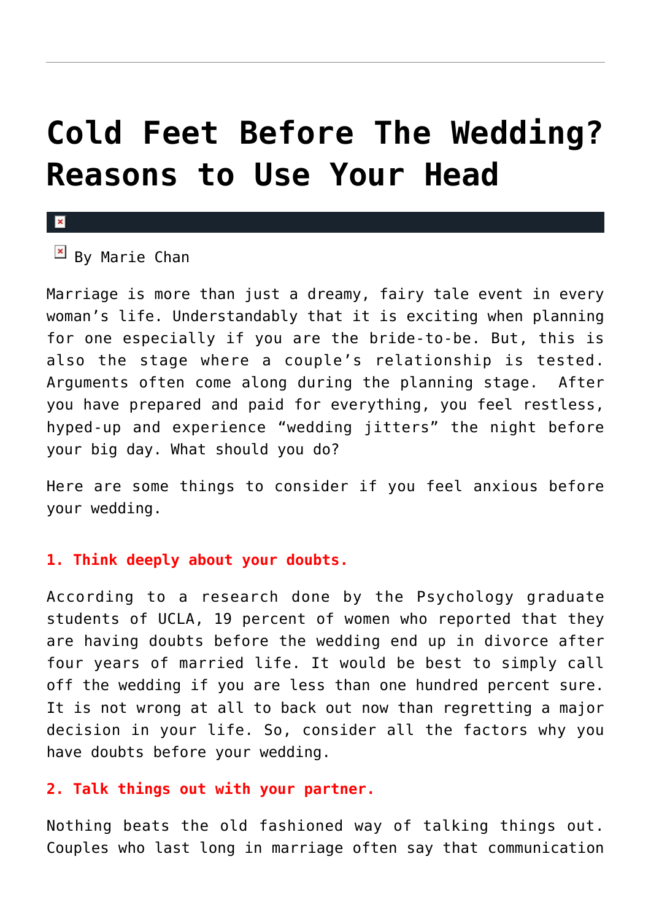# Cold Feet Before The Wedding? Reasons to Use Your Head

By Marie Chan

Marriage is more than just a dreamy, fairy tale event in every woman's life. Understandably that it is exciting when planning for one especially if you are the bride-to-be. But, this is also the stage where a couple's relationship is tested. Arguments often come along during the planning stage. After you have prepared and paid for everything, you feel restless, hyped-up and experience "wedding jitters" the night before your big day. What should you do?

Here are some things to consider if you feel anxious before your wedding.

**1. Think deeply about your doubts.**

According to a research done by the Psychology graduate students of UCLA, 19 percent of women who reported that they are having doubts before the wedding end up in divorce after four years of married life. It would be best to simply call off the wedding if you are less than one hundred percent sure. It is not wrong at all to back out now than regretting a major decision in your life. So, consider all the factors why you have doubts before your wedding.

**2. Talk things out with your partner.**

Nothing beats the old fashioned way of talking things out. Couples who last long in marriage often say that communication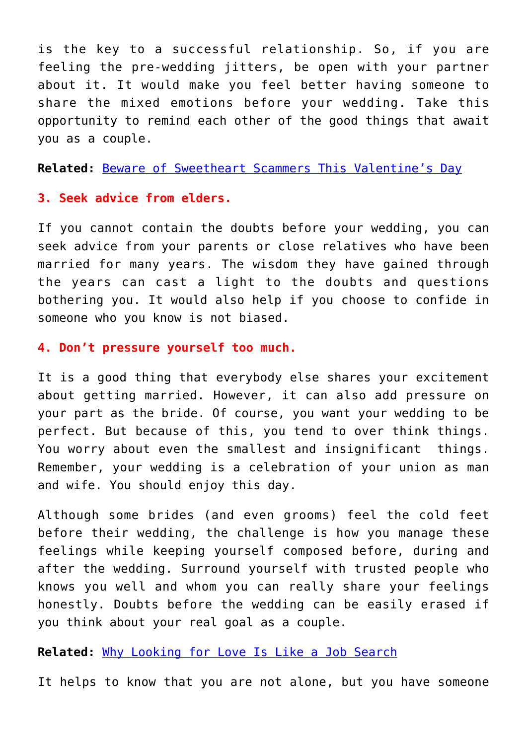is the key to a successful relationship. So, if you are feeling the pre-wedding jitters, be open with your partner about it. It would make you feel better having someone to share the mixed emotions before your wedding. Take this opportunity to remind each other of the good things that await you as a couple.

**Related:** Beware of Sweetheart Scammers This Valentine's Day

**3. Seek advice from elders.**

If you cannot contain the doubts before your wedding, you can seek advice from your parents or close relatives who have been married for many years. The wisdom they have gained through the years can cast a light to the doubts and questions bothering you. It would also help if you choose to confide in someone who you know is not biased.

**4. Don't pressure yourself too much.**

It is a good thing that everybody else shares your excitement about getting married. However, it can also add pressure on your part as the bride. Of course, you want your wedding to be perfect. But because of this, you tend to over think things. You worry about even the smallest and insignificant things. Remember, your wedding is a celebration of your union as man and wife. You should enjoy this day.

Although some brides (and even grooms) feel the cold feet before their wedding, the challenge is how you manage these feelings while keeping yourself composed before, during and after the wedding. Surround yourself with trusted people who knows you well and whom you can really share your feelings honestly. Doubts before the wedding can be easily erased if you think about your real goal as a couple.

**Related:** Why Looking for Love Is Like a Job Search

It helps to know that you are not alone, but you have someone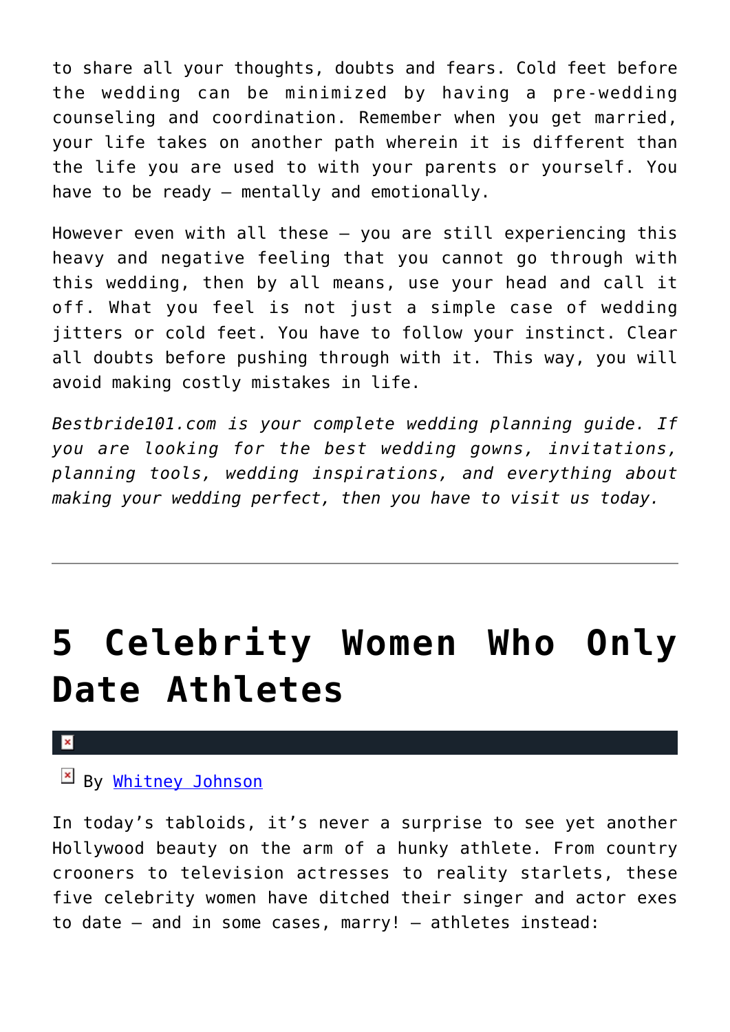to share all your thoughts, doubts and fears. Cold feet before the wedding can be minimized by having a pre-wedding counseling and coordination. Remember when you get married, your life takes on another path wherein it is different than the life you are used to with your parents or yourself. You have to be ready – mentally and emotionally.

However even with all these – you are still experiencing this heavy and negative feeling that you cannot go through with this wedding, then by all means, use your head and call it off. What you feel is not just a simple case of wedding jitters or cold feet. You have to follow your instinct. Clear all doubts before pushing through with it. This way, you will avoid making costly mistakes in life.

*Bestbride101.com is your complete wedding planning guide. If you are looking for the best wedding gowns, invitations, planning tools, wedding inspirations, and everything about making your wedding perfect, then you have to visit us today.*

---

# 5 Celebrity Women Who Only Date Athletes

By Whitney Johnson

In today's tabloids, it's never a surprise to see yet another Hollywood beauty on the arm of a hunky athlete. From country crooners to television actresses to reality starlets, these five celebrity women have ditched their singer and actor exes to date – and in some cases, marry! – athletes instead: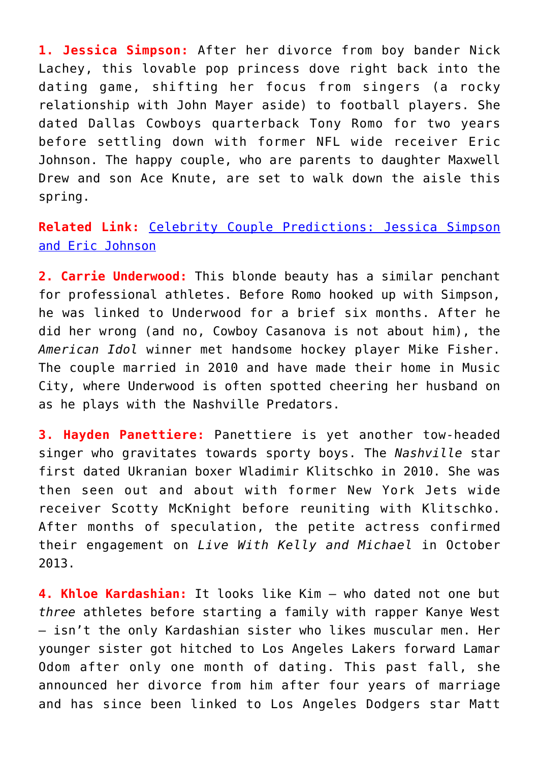**1. Jessica Simpson:** After her divorce from boy bander Nick Lachey, this lovable pop princess dove right back into the dating game, shifting her focus from singers (a rocky relationship with John Mayer aside) to football players. She dated Dallas Cowboys quarterback Tony Romo for two years before settling down with former NFL wide receiver Eric Johnson. The happy couple, who are parents to daughter Maxwell Drew and son Ace Knute, are set to walk down the aisle this spring.

**Related Link:** [Celebrity Couple Predictions: Jessica Simpson and Eric Johnson]()

**2. Carrie Underwood:** This blonde beauty has a similar penchant for professional athletes. Before Romo hooked up with Simpson, he was linked to Underwood for a brief six months. After he did her wrong (and no, Cowboy Casanova is not about him), the *American Idol* winner met handsome hockey player Mike Fisher. The couple married in 2010 and have made their home in Music City, where Underwood is often spotted cheering her husband on as he plays with the Nashville Predators.

**3. Hayden Panettiere:** Panettiere is yet another tow-headed singer who gravitates towards sporty boys. The *Nashville* star first dated Ukranian boxer Wladimir Klitschko in 2010. She was then seen out and about with former New York Jets wide receiver Scotty McKnight before reuniting with Klitschko. After months of speculation, the petite actress confirmed their engagement on *Live With Kelly and Michael* in October 2013.

**4. Khloe Kardashian:** It looks like Kim — who dated not one but *three* athletes before starting a family with rapper Kanye West — isn't the only Kardashian sister who likes muscular men. Her younger sister got hitched to Los Angeles Lakers forward Lamar Odom after only one month of dating. This past fall, she announced her divorce from him after four years of marriage and has since been linked to Los Angeles Dodgers star Matt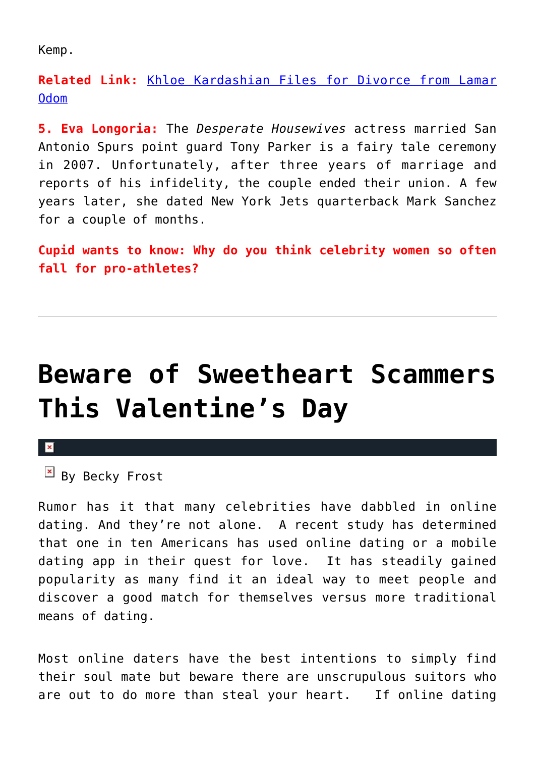Kemp.

**Related Link:** Khloe Kardashian Files for Divorce from Lamar Odom

**5. Eva Longoria:** The *Desperate Housewives* actress married San Antonio Spurs point guard Tony Parker is a fairy tale ceremony in 2007. Unfortunately, after three years of marriage and reports of his infidelity, the couple ended their union. A few years later, she dated New York Jets quarterback Mark Sanchez for a couple of months.

**Cupid wants to know: Why do you think celebrity women so often fall for pro-athletes?**

---

# Beware of Sweetheart Scammers This Valentine's Day

By Becky Frost

Rumor has it that many celebrities have dabbled in online dating. And they're not alone. A recent study has determined that one in ten Americans has used online dating or a mobile dating app in their quest for love. It has steadily gained popularity as many find it an ideal way to meet people and discover a good match for themselves versus more traditional means of dating.

Most online daters have the best intentions to simply find their soul mate but beware there are unscrupulous suitors who are out to do more than steal your heart. If online dating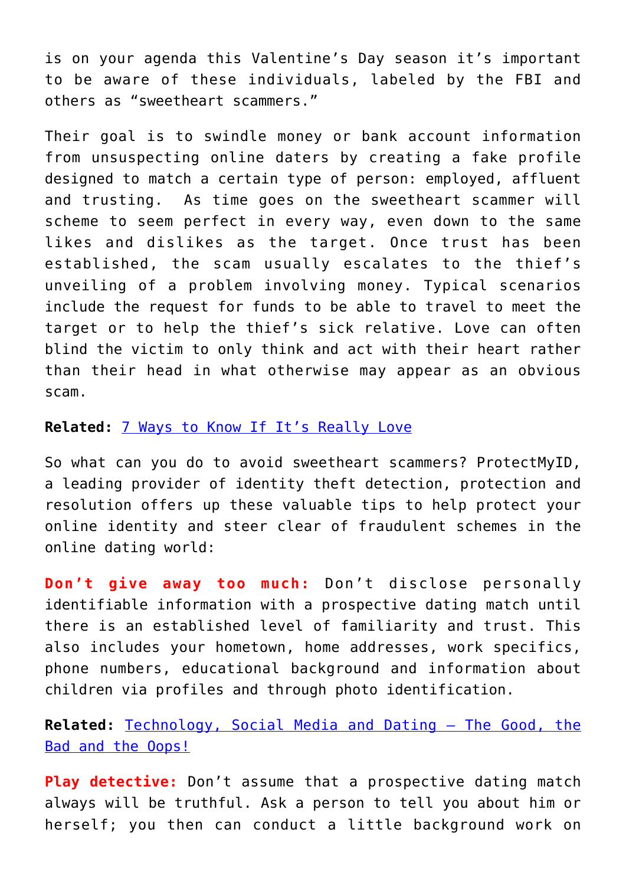is on your agenda this Valentine's Day season it's important to be aware of these individuals, labeled by the FBI and others as "sweetheart scammers."

Their goal is to swindle money or bank account information from unsuspecting online daters by creating a fake profile designed to match a certain type of person: employed, affluent and trusting. As time goes on the sweetheart scammer will scheme to seem perfect in every way, even down to the same likes and dislikes as the target. Once trust has been established, the scam usually escalates to the thief's unveiling of a problem involving money. Typical scenarios include the request for funds to be able to travel to meet the target or to help the thief's sick relative. Love can often blind the victim to only think and act with their heart rather than their head in what otherwise may appear as an obvious scam.

**Related:** [7 Ways to Know If It's Really Love]()

So what can you do to avoid sweetheart scammers? ProtectMyID, a leading provider of identity theft detection, protection and resolution offers up these valuable tips to help protect your online identity and steer clear of fraudulent schemes in the online dating world:

**Don't give away too much:** Don't disclose personally identifiable information with a prospective dating match until there is an established level of familiarity and trust. This also includes your hometown, home addresses, work specifics, phone numbers, educational background and information about children via profiles and through photo identification.

**Related:** [Technology, Social Media and Dating – The Good, the Bad and the Oops!]()

**Play detective:** Don't assume that a prospective dating match always will be truthful. Ask a person to tell you about him or herself; you then can conduct a little background work on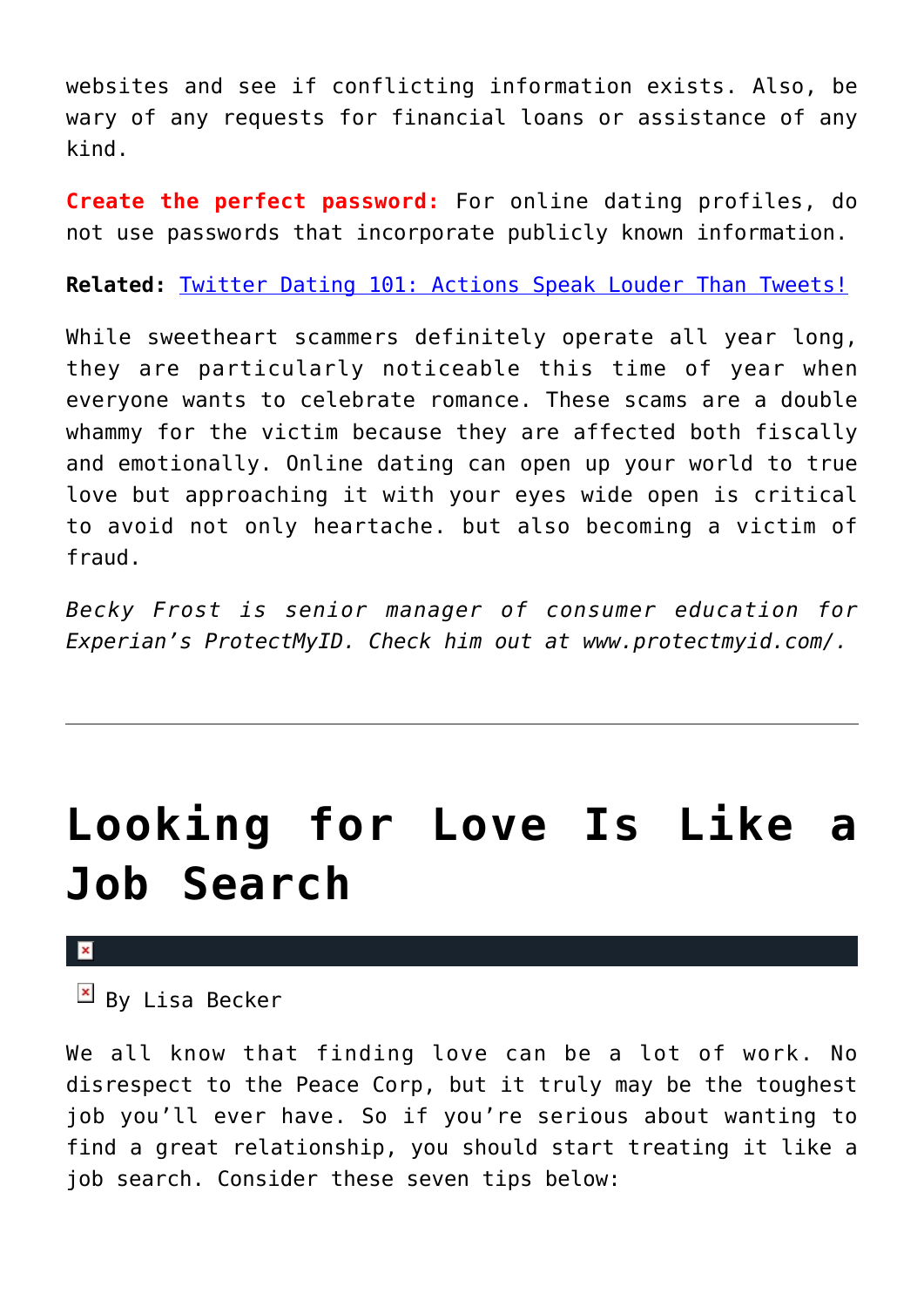websites and see if conflicting information exists. Also, be wary of any requests for financial loans or assistance of any kind.

**Create the perfect password:** For online dating profiles, do not use passwords that incorporate publicly known information.

**Related:** Twitter Dating 101: Actions Speak Louder Than Tweets!

While sweetheart scammers definitely operate all year long, they are particularly noticeable this time of year when everyone wants to celebrate romance. These scams are a double whammy for the victim because they are affected both fiscally and emotionally. Online dating can open up your world to true love but approaching it with your eyes wide open is critical to avoid not only heartache. but also becoming a victim of fraud.

*Becky Frost is senior manager of consumer education for Experian's ProtectMyID. Check him out at www.protectmyid.com/.*

---

# Looking for Love Is Like a Job Search

By Lisa Becker

We all know that finding love can be a lot of work. No disrespect to the Peace Corp, but it truly may be the toughest job you'll ever have. So if you're serious about wanting to find a great relationship, you should start treating it like a job search. Consider these seven tips below: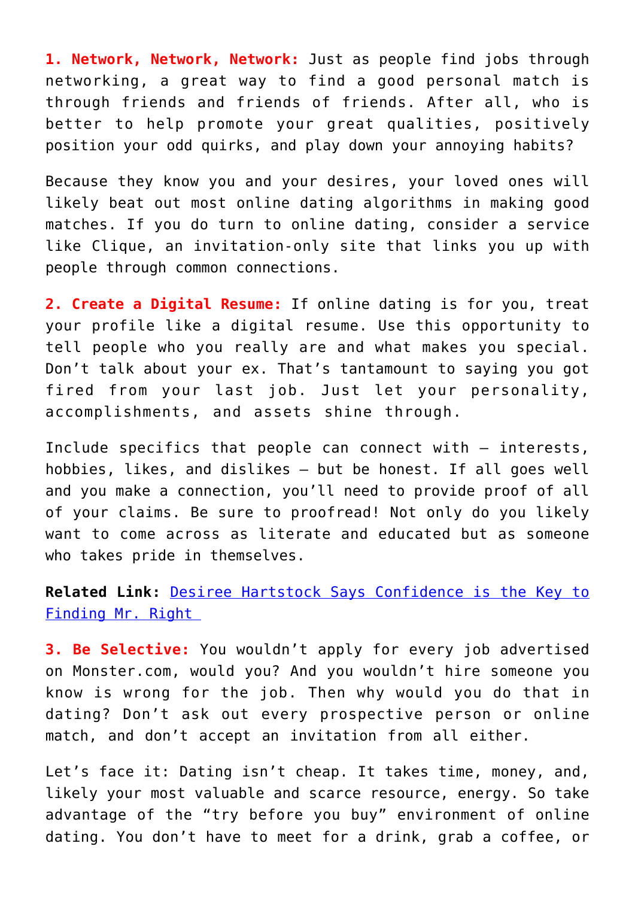**1. Network, Network, Network:** Just as people find jobs through networking, a great way to find a good personal match is through friends and friends of friends. After all, who is better to help promote your great qualities, positively position your odd quirks, and play down your annoying habits?

Because they know you and your desires, your loved ones will likely beat out most online dating algorithms in making good matches. If you do turn to online dating, consider a service like Clique, an invitation-only site that links you up with people through common connections.

**2. Create a Digital Resume:** If online dating is for you, treat your profile like a digital resume. Use this opportunity to tell people who you really are and what makes you special. Don't talk about your ex. That's tantamount to saying you got fired from your last job. Just let your personality, accomplishments, and assets shine through.

Include specifics that people can connect with — interests, hobbies, likes, and dislikes — but be honest. If all goes well and you make a connection, you'll need to provide proof of all of your claims. Be sure to proofread! Not only do you likely want to come across as literate and educated but as someone who takes pride in themselves.

**Related Link:** Desiree Hartstock Says Confidence is the Key to Finding Mr. Right

**3. Be Selective:** You wouldn't apply for every job advertised on Monster.com, would you? And you wouldn't hire someone you know is wrong for the job. Then why would you do that in dating? Don't ask out every prospective person or online match, and don't accept an invitation from all either.

Let's face it: Dating isn't cheap. It takes time, money, and, likely your most valuable and scarce resource, energy. So take advantage of the "try before you buy" environment of online dating. You don't have to meet for a drink, grab a coffee, or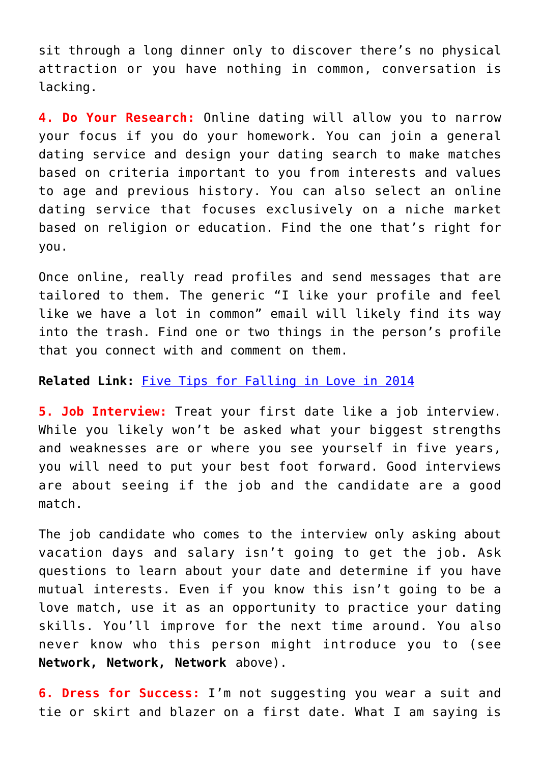sit through a long dinner only to discover there's no physical attraction or you have nothing in common, conversation is lacking.

**4. Do Your Research:** Online dating will allow you to narrow your focus if you do your homework. You can join a general dating service and design your dating search to make matches based on criteria important to you from interests and values to age and previous history. You can also select an online dating service that focuses exclusively on a niche market based on religion or education. Find the one that's right for you.

Once online, really read profiles and send messages that are tailored to them. The generic "I like your profile and feel like we have a lot in common" email will likely find its way into the trash. Find one or two things in the person's profile that you connect with and comment on them.

**Related Link:** Five Tips for Falling in Love in 2014

**5. Job Interview:** Treat your first date like a job interview. While you likely won't be asked what your biggest strengths and weaknesses are or where you see yourself in five years, you will need to put your best foot forward. Good interviews are about seeing if the job and the candidate are a good match.

The job candidate who comes to the interview only asking about vacation days and salary isn't going to get the job. Ask questions to learn about your date and determine if you have mutual interests. Even if you know this isn't going to be a love match, use it as an opportunity to practice your dating skills. You'll improve for the next time around. You also never know who this person might introduce you to (see **Network, Network, Network** above).

**6. Dress for Success:** I'm not suggesting you wear a suit and tie or skirt and blazer on a first date. What I am saying is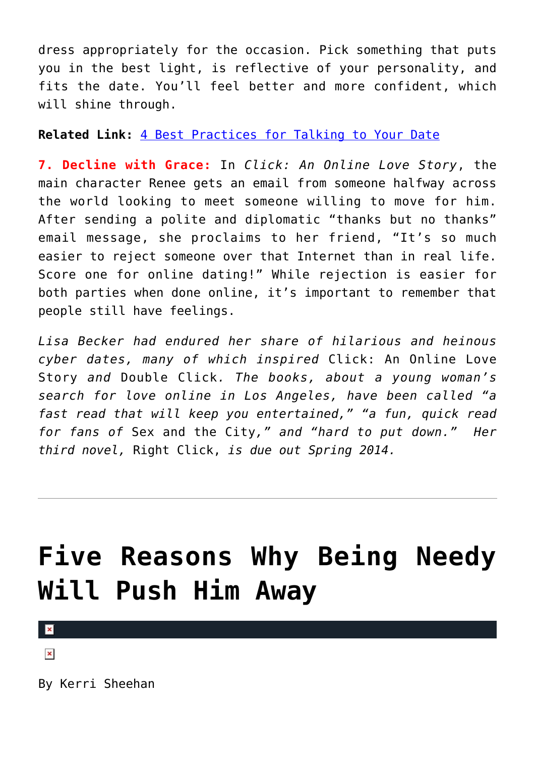dress appropriately for the occasion. Pick something that puts you in the best light, is reflective of your personality, and fits the date. You'll feel better and more confident, which will shine through.

**Related Link:** 4 Best Practices for Talking to Your Date

**7. Decline with Grace:** In *Click: An Online Love Story*, the main character Renee gets an email from someone halfway across the world looking to meet someone willing to move for him. After sending a polite and diplomatic "thanks but no thanks" email message, she proclaims to her friend, "It's so much easier to reject someone over that Internet than in real life. Score one for online dating!" While rejection is easier for both parties when done online, it's important to remember that people still have feelings.

*Lisa Becker had endured her share of hilarious and heinous cyber dates, many of which inspired* Click: An Online Love Story *and* Double Click*. The books, about a young woman's search for love online in Los Angeles, have been called "a fast read that will keep you entertained," "a fun, quick read for fans of* Sex and the City*," and "hard to put down." Her third novel,* Right Click, *is due out Spring 2014.*

---

# Five Reasons Why Being Needy Will Push Him Away

By Kerri Sheehan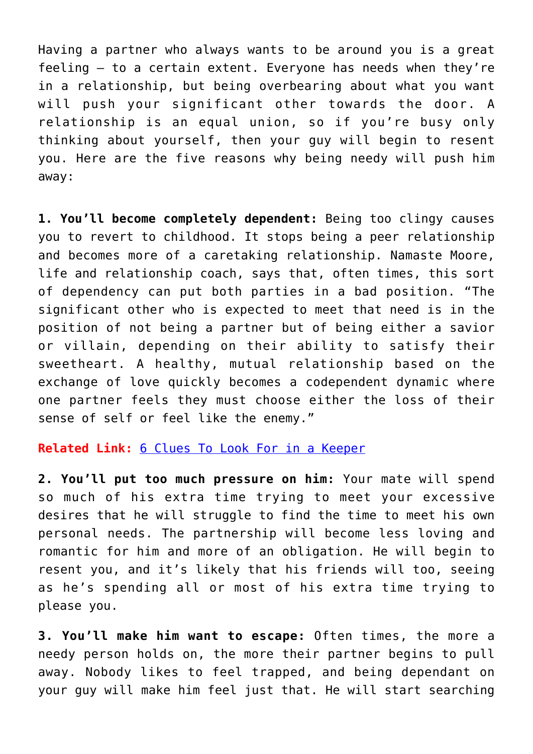Having a partner who always wants to be around you is a great feeling – to a certain extent. Everyone has needs when they're in a relationship, but being overbearing about what you want will push your significant other towards the door. A relationship is an equal union, so if you're busy only thinking about yourself, then your guy will begin to resent you. Here are the five reasons why being needy will push him away:

**1. You'll become completely dependent:** Being too clingy causes you to revert to childhood. It stops being a peer relationship and becomes more of a caretaking relationship. Namaste Moore, life and relationship coach, says that, often times, this sort of dependency can put both parties in a bad position. "The significant other who is expected to meet that need is in the position of not being a partner but of being either a savior or villain, depending on their ability to satisfy their sweetheart. A healthy, mutual relationship based on the exchange of love quickly becomes a codependent dynamic where one partner feels they must choose either the loss of their sense of self or feel like the enemy."

**Related Link:** 6 Clues To Look For in a Keeper

**2. You'll put too much pressure on him:** Your mate will spend so much of his extra time trying to meet your excessive desires that he will struggle to find the time to meet his own personal needs. The partnership will become less loving and romantic for him and more of an obligation. He will begin to resent you, and it's likely that his friends will too, seeing as he's spending all or most of his extra time trying to please you.

**3. You'll make him want to escape:** Often times, the more a needy person holds on, the more their partner begins to pull away. Nobody likes to feel trapped, and being dependant on your guy will make him feel just that. He will start searching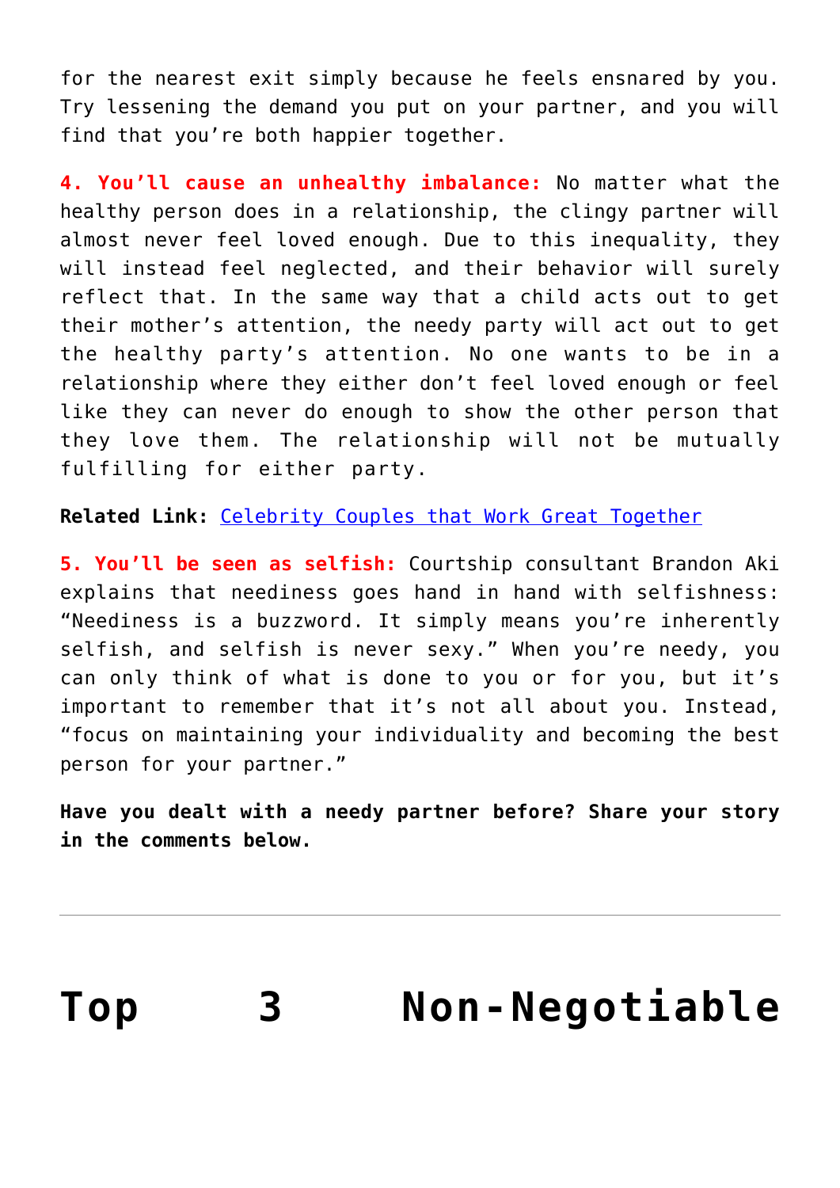for the nearest exit simply because he feels ensnared by you. Try lessening the demand you put on your partner, and you will find that you're both happier together.

**4. You'll cause an unhealthy imbalance:** No matter what the healthy person does in a relationship, the clingy partner will almost never feel loved enough. Due to this inequality, they will instead feel neglected, and their behavior will surely reflect that. In the same way that a child acts out to get their mother's attention, the needy party will act out to get the healthy party's attention. No one wants to be in a relationship where they either don't feel loved enough or feel like they can never do enough to show the other person that they love them. The relationship will not be mutually fulfilling for either party.

**Related Link:** Celebrity Couples that Work Great Together

**5. You'll be seen as selfish:** Courtship consultant Brandon Aki explains that neediness goes hand in hand with selfishness: "Neediness is a buzzword. It simply means you're inherently selfish, and selfish is never sexy." When you're needy, you can only think of what is done to you or for you, but it's important to remember that it's not all about you. Instead, "focus on maintaining your individuality and becoming the best person for your partner."

**Have you dealt with a needy partner before? Share your story in the comments below.**

---

# Top 3 Non-Negotiable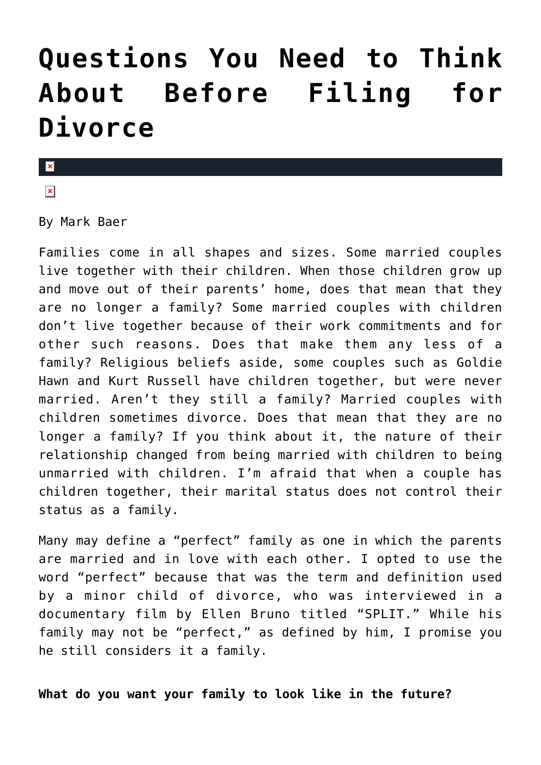# Questions You Need to Think About Before Filing for Divorce

By Mark Baer

Families come in all shapes and sizes. Some married couples live together with their children. When those children grow up and move out of their parents' home, does that mean that they are no longer a family? Some married couples with children don't live together because of their work commitments and for other such reasons. Does that make them any less of a family? Religious beliefs aside, some couples such as Goldie Hawn and Kurt Russell have children together, but were never married. Aren't they still a family? Married couples with children sometimes divorce. Does that mean that they are no longer a family? If you think about it, the nature of their relationship changed from being married with children to being unmarried with children. I'm afraid that when a couple has children together, their marital status does not control their status as a family.

Many may define a "perfect" family as one in which the parents are married and in love with each other. I opted to use the word "perfect" because that was the term and definition used by a minor child of divorce, who was interviewed in a documentary film by Ellen Bruno titled "SPLIT." While his family may not be "perfect," as defined by him, I promise you he still considers it a family.

**What do you want your family to look like in the future?**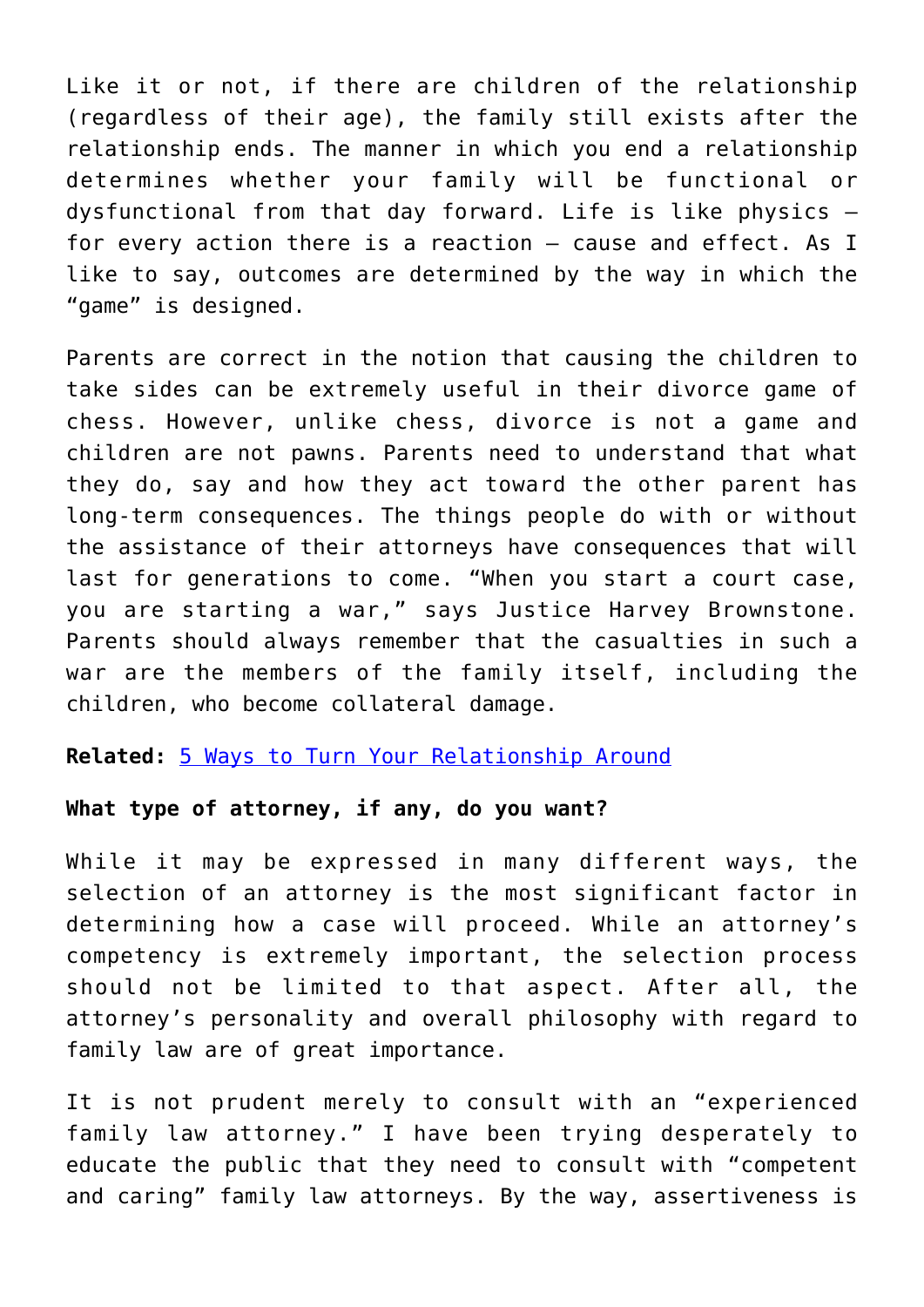Like it or not, if there are children of the relationship (regardless of their age), the family still exists after the relationship ends. The manner in which you end a relationship determines whether your family will be functional or dysfunctional from that day forward. Life is like physics – for every action there is a reaction – cause and effect. As I like to say, outcomes are determined by the way in which the "game" is designed.

Parents are correct in the notion that causing the children to take sides can be extremely useful in their divorce game of chess. However, unlike chess, divorce is not a game and children are not pawns. Parents need to understand that what they do, say and how they act toward the other parent has long-term consequences. The things people do with or without the assistance of their attorneys have consequences that will last for generations to come. "When you start a court case, you are starting a war," says Justice Harvey Brownstone. Parents should always remember that the casualties in such a war are the members of the family itself, including the children, who become collateral damage.

**Related:** [5 Ways to Turn Your Relationship Around]

**What type of attorney, if any, do you want?**

While it may be expressed in many different ways, the selection of an attorney is the most significant factor in determining how a case will proceed. While an attorney's competency is extremely important, the selection process should not be limited to that aspect. After all, the attorney's personality and overall philosophy with regard to family law are of great importance.

It is not prudent merely to consult with an "experienced family law attorney." I have been trying desperately to educate the public that they need to consult with "competent and caring" family law attorneys. By the way, assertiveness is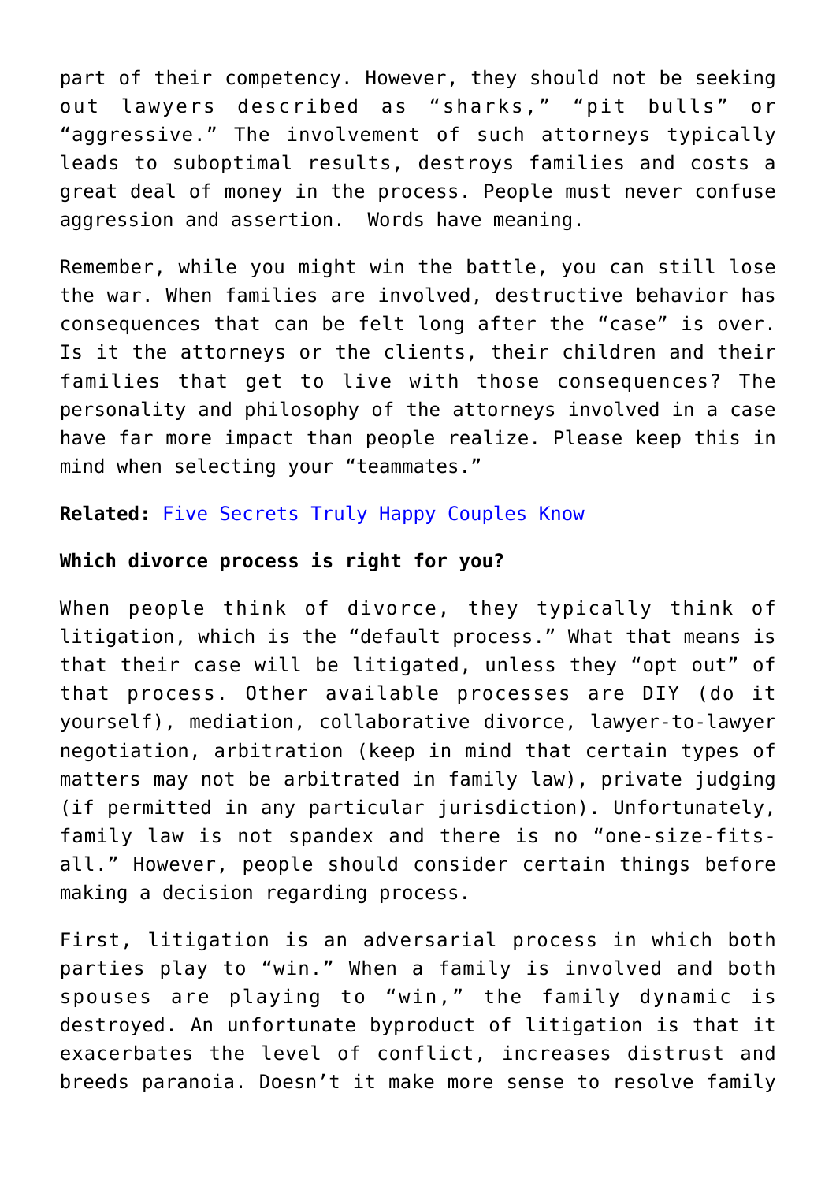part of their competency. However, they should not be seeking out lawyers described as “sharks,” “pit bulls” or “aggressive.” The involvement of such attorneys typically leads to suboptimal results, destroys families and costs a great deal of money in the process. People must never confuse aggression and assertion. Words have meaning.

Remember, while you might win the battle, you can still lose the war. When families are involved, destructive behavior has consequences that can be felt long after the “case” is over. Is it the attorneys or the clients, their children and their families that get to live with those consequences? The personality and philosophy of the attorneys involved in a case have far more impact than people realize. Please keep this in mind when selecting your “teammates.”

**Related:** Five Secrets Truly Happy Couples Know

**Which divorce process is right for you?**

When people think of divorce, they typically think of litigation, which is the “default process.” What that means is that their case will be litigated, unless they “opt out” of that process. Other available processes are DIY (do it yourself), mediation, collaborative divorce, lawyer-to-lawyer negotiation, arbitration (keep in mind that certain types of matters may not be arbitrated in family law), private judging (if permitted in any particular jurisdiction). Unfortunately, family law is not spandex and there is no “one-size-fits-all.” However, people should consider certain things before making a decision regarding process.

First, litigation is an adversarial process in which both parties play to “win.” When a family is involved and both spouses are playing to “win,” the family dynamic is destroyed. An unfortunate byproduct of litigation is that it exacerbates the level of conflict, increases distrust and breeds paranoia. Doesn’t it make more sense to resolve family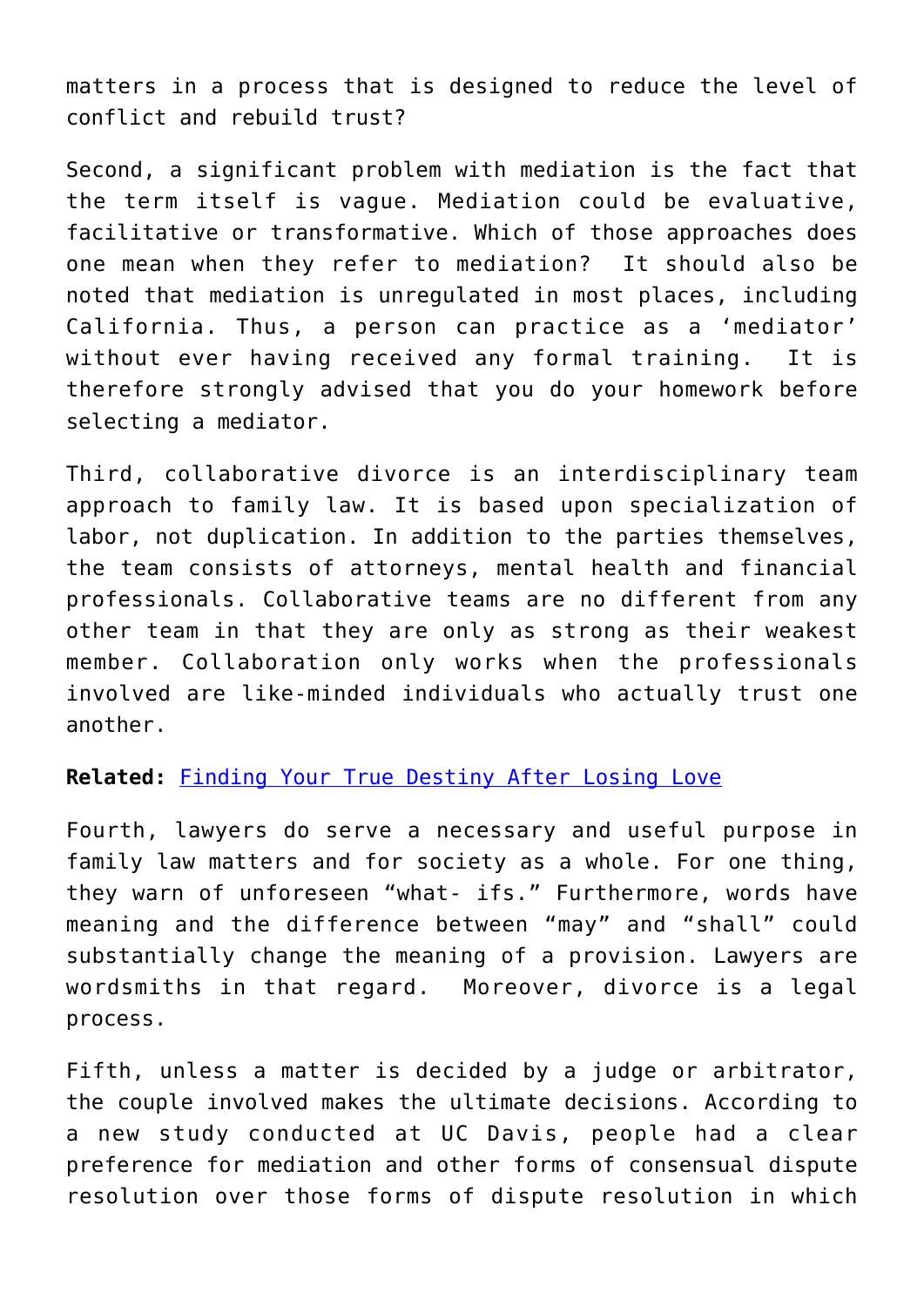matters in a process that is designed to reduce the level of conflict and rebuild trust?

Second, a significant problem with mediation is the fact that the term itself is vague. Mediation could be evaluative, facilitative or transformative. Which of those approaches does one mean when they refer to mediation? It should also be noted that mediation is unregulated in most places, including California. Thus, a person can practice as a 'mediator' without ever having received any formal training. It is therefore strongly advised that you do your homework before selecting a mediator.

Third, collaborative divorce is an interdisciplinary team approach to family law. It is based upon specialization of labor, not duplication. In addition to the parties themselves, the team consists of attorneys, mental health and financial professionals. Collaborative teams are no different from any other team in that they are only as strong as their weakest member. Collaboration only works when the professionals involved are like-minded individuals who actually trust one another.

**Related:** Finding Your True Destiny After Losing Love

Fourth, lawyers do serve a necessary and useful purpose in family law matters and for society as a whole. For one thing, they warn of unforeseen "what- ifs." Furthermore, words have meaning and the difference between "may" and "shall" could substantially change the meaning of a provision. Lawyers are wordsmiths in that regard. Moreover, divorce is a legal process.

Fifth, unless a matter is decided by a judge or arbitrator, the couple involved makes the ultimate decisions. According to a new study conducted at UC Davis, people had a clear preference for mediation and other forms of consensual dispute resolution over those forms of dispute resolution in which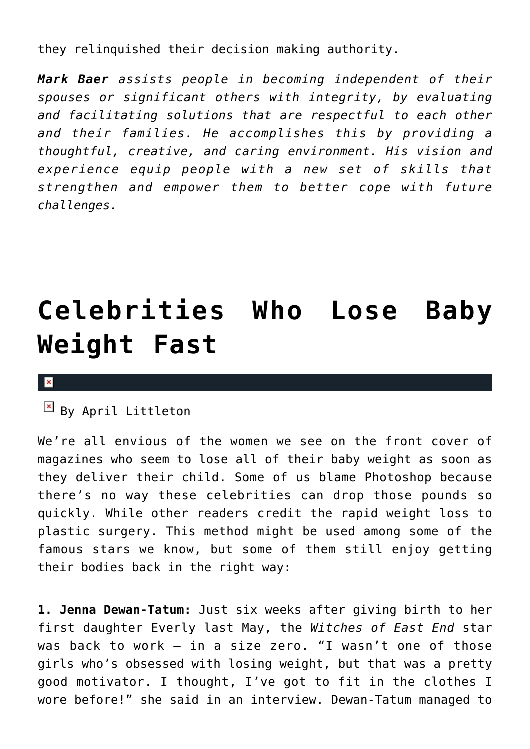they relinquished their decision making authority.

***Mark Baer*** *assists people in becoming independent of their spouses or significant others with integrity, by evaluating and facilitating solutions that are respectful to each other and their families. He accomplishes this by providing a thoughtful, creative, and caring environment. His vision and experience equip people with a new set of skills that strengthen and empower them to better cope with future challenges.*

---

# Celebrities Who Lose Baby Weight Fast

By April Littleton

We're all envious of the women we see on the front cover of magazines who seem to lose all of their baby weight as soon as they deliver their child. Some of us blame Photoshop because there's no way these celebrities can drop those pounds so quickly. While other readers credit the rapid weight loss to plastic surgery. This method might be used among some of the famous stars we know, but some of them still enjoy getting their bodies back in the right way:

**1. Jenna Dewan-Tatum:** Just six weeks after giving birth to her first daughter Everly last May, the *Witches of East End* star was back to work — in a size zero. "I wasn't one of those girls who's obsessed with losing weight, but that was a pretty good motivator. I thought, I've got to fit in the clothes I wore before!" she said in an interview. Dewan-Tatum managed to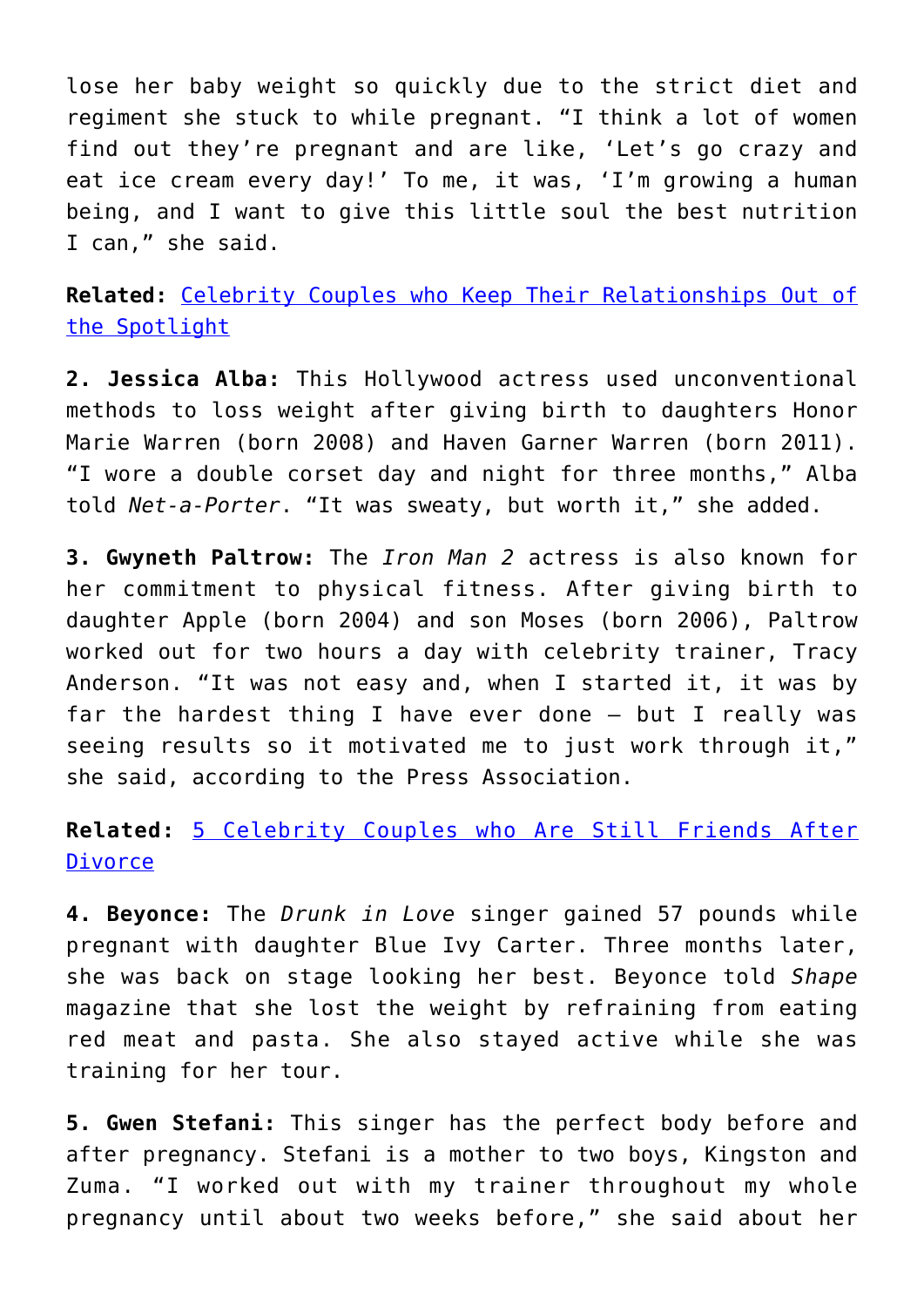lose her baby weight so quickly due to the strict diet and regiment she stuck to while pregnant. “I think a lot of women find out they’re pregnant and are like, ‘Let’s go crazy and eat ice cream every day!’ To me, it was, ‘I’m growing a human being, and I want to give this little soul the best nutrition I can,” she said.

**Related:** [Celebrity Couples who Keep Their Relationships Out of the Spotlight]()

**2. Jessica Alba:** This Hollywood actress used unconventional methods to loss weight after giving birth to daughters Honor Marie Warren (born 2008) and Haven Garner Warren (born 2011). “I wore a double corset day and night for three months,” Alba told *Net-a-Porter*. “It was sweaty, but worth it,” she added.

**3. Gwyneth Paltrow:** The *Iron Man 2* actress is also known for her commitment to physical fitness. After giving birth to daughter Apple (born 2004) and son Moses (born 2006), Paltrow worked out for two hours a day with celebrity trainer, Tracy Anderson. “It was not easy and, when I started it, it was by far the hardest thing I have ever done – but I really was seeing results so it motivated me to just work through it,” she said, according to the Press Association.

**Related:** [5 Celebrity Couples who Are Still Friends After Divorce]()

**4. Beyonce:** The *Drunk in Love* singer gained 57 pounds while pregnant with daughter Blue Ivy Carter. Three months later, she was back on stage looking her best. Beyonce told *Shape* magazine that she lost the weight by refraining from eating red meat and pasta. She also stayed active while she was training for her tour.

**5. Gwen Stefani:** This singer has the perfect body before and after pregnancy. Stefani is a mother to two boys, Kingston and Zuma. “I worked out with my trainer throughout my whole pregnancy until about two weeks before,” she said about her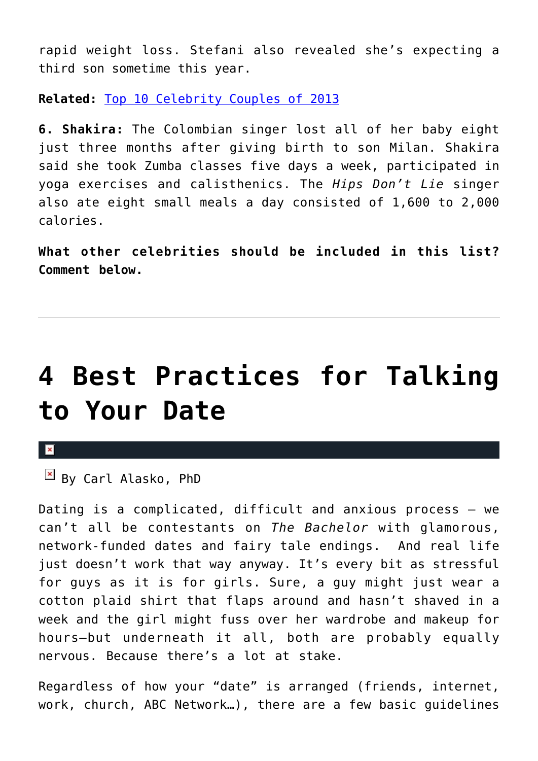rapid weight loss. Stefani also revealed she's expecting a third son sometime this year.

**Related:** Top 10 Celebrity Couples of 2013

**6. Shakira:** The Colombian singer lost all of her baby eight just three months after giving birth to son Milan. Shakira said she took Zumba classes five days a week, participated in yoga exercises and calisthenics. The *Hips Don't Lie* singer also ate eight small meals a day consisted of 1,600 to 2,000 calories.

**What other celebrities should be included in this list? Comment below.**

---

# 4 Best Practices for Talking to Your Date

By Carl Alasko, PhD

Dating is a complicated, difficult and anxious process — we can't all be contestants on *The Bachelor* with glamorous, network-funded dates and fairy tale endings. And real life just doesn't work that way anyway. It's every bit as stressful for guys as it is for girls. Sure, a guy might just wear a cotton plaid shirt that flaps around and hasn't shaved in a week and the girl might fuss over her wardrobe and makeup for hours—but underneath it all, both are probably equally nervous. Because there's a lot at stake.

Regardless of how your "date" is arranged (friends, internet, work, church, ABC Network…), there are a few basic guidelines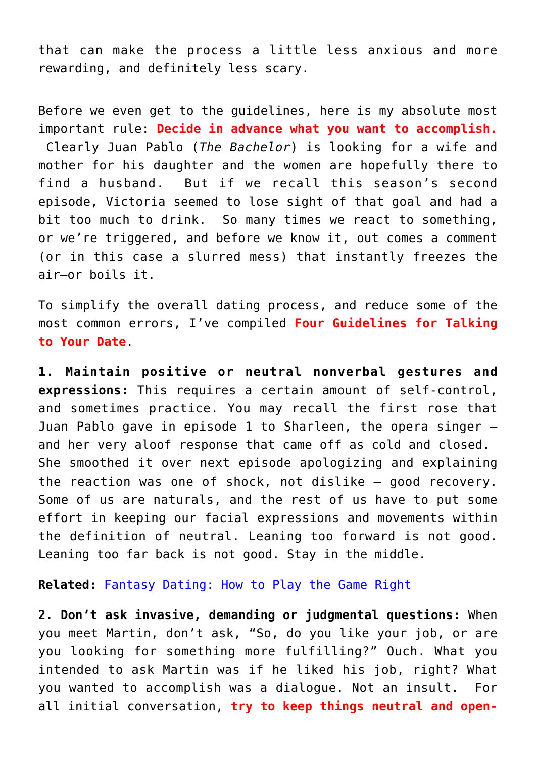that can make the process a little less anxious and more rewarding, and definitely less scary.

Before we even get to the guidelines, here is my absolute most important rule: **Decide in advance what you want to accomplish.** Clearly Juan Pablo (*The Bachelor*) is looking for a wife and mother for his daughter and the women are hopefully there to find a husband. But if we recall this season's second episode, Victoria seemed to lose sight of that goal and had a bit too much to drink. So many times we react to something, or we're triggered, and before we know it, out comes a comment (or in this case a slurred mess) that instantly freezes the air—or boils it.

To simplify the overall dating process, and reduce some of the most common errors, I've compiled **Four Guidelines for Talking to Your Date**.

**1. Maintain positive or neutral nonverbal gestures and expressions:** This requires a certain amount of self-control, and sometimes practice. You may recall the first rose that Juan Pablo gave in episode 1 to Sharleen, the opera singer – and her very aloof response that came off as cold and closed. She smoothed it over next episode apologizing and explaining the reaction was one of shock, not dislike – good recovery. Some of us are naturals, and the rest of us have to put some effort in keeping our facial expressions and movements within the definition of neutral. Leaning too forward is not good. Leaning too far back is not good. Stay in the middle.

**Related:** Fantasy Dating: How to Play the Game Right

**2. Don't ask invasive, demanding or judgmental questions:** When you meet Martin, don't ask, "So, do you like your job, or are you looking for something more fulfilling?" Ouch. What you intended to ask Martin was if he liked his job, right? What you wanted to accomplish was a dialogue. Not an insult. For all initial conversation, **try to keep things neutral and open-**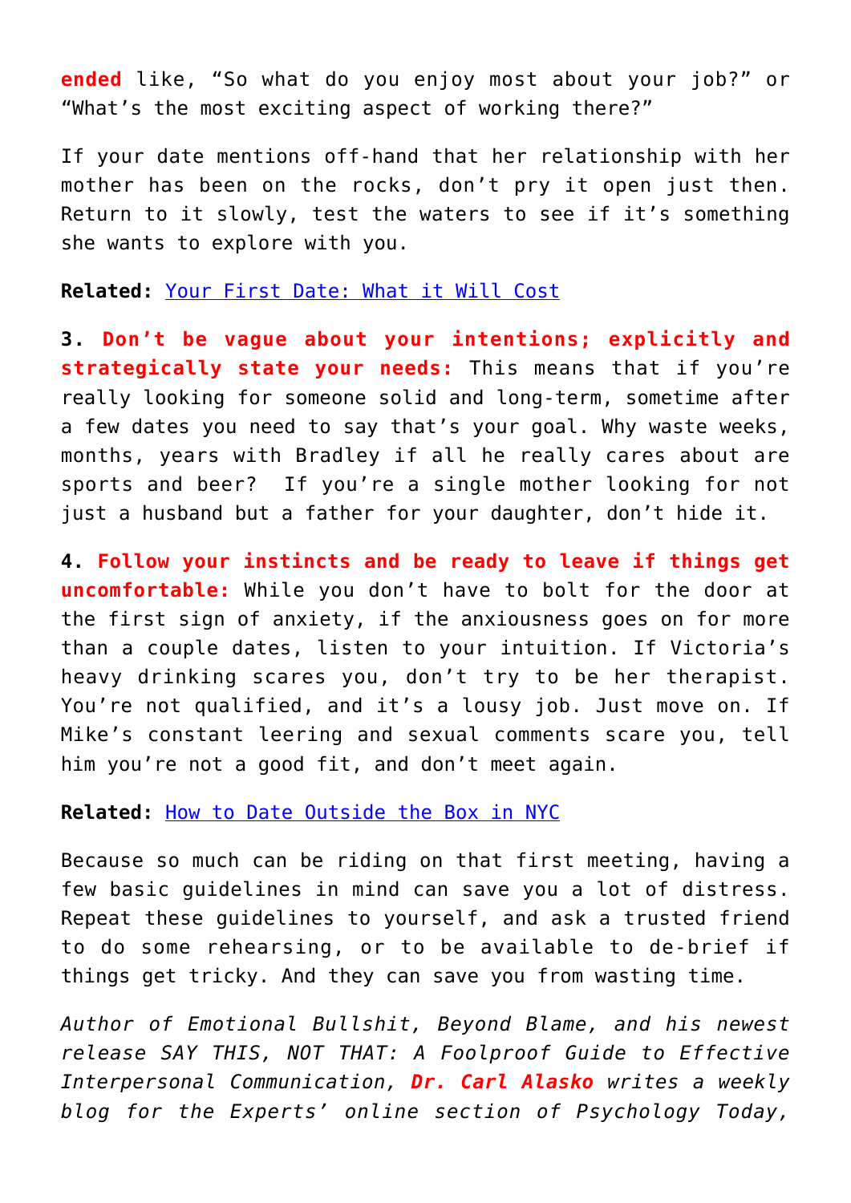**ended** like, “So what do you enjoy most about your job?” or “What’s the most exciting aspect of working there?”

If your date mentions off-hand that her relationship with her mother has been on the rocks, don’t pry it open just then. Return to it slowly, test the waters to see if it’s something she wants to explore with you.

**Related:** [Your First Date: What it Will Cost]()

**3. Don’t be vague about your intentions; explicitly and strategically state your needs:** This means that if you’re really looking for someone solid and long-term, sometime after a few dates you need to say that’s your goal. Why waste weeks, months, years with Bradley if all he really cares about are sports and beer? If you’re a single mother looking for not just a husband but a father for your daughter, don’t hide it.

**4. Follow your instincts and be ready to leave if things get uncomfortable:** While you don’t have to bolt for the door at the first sign of anxiety, if the anxiousness goes on for more than a couple dates, listen to your intuition. If Victoria’s heavy drinking scares you, don’t try to be her therapist. You’re not qualified, and it’s a lousy job. Just move on. If Mike’s constant leering and sexual comments scare you, tell him you’re not a good fit, and don’t meet again.

**Related:** [How to Date Outside the Box in NYC]()

Because so much can be riding on that first meeting, having a few basic guidelines in mind can save you a lot of distress. Repeat these guidelines to yourself, and ask a trusted friend to do some rehearsing, or to be available to de-brief if things get tricky. And they can save you from wasting time.

*Author of Emotional Bullshit, Beyond Blame, and his newest release SAY THIS, NOT THAT: A Foolproof Guide to Effective Interpersonal Communication,* ***Dr. Carl Alasko*** *writes a weekly blog for the Experts’ online section of Psychology Today,*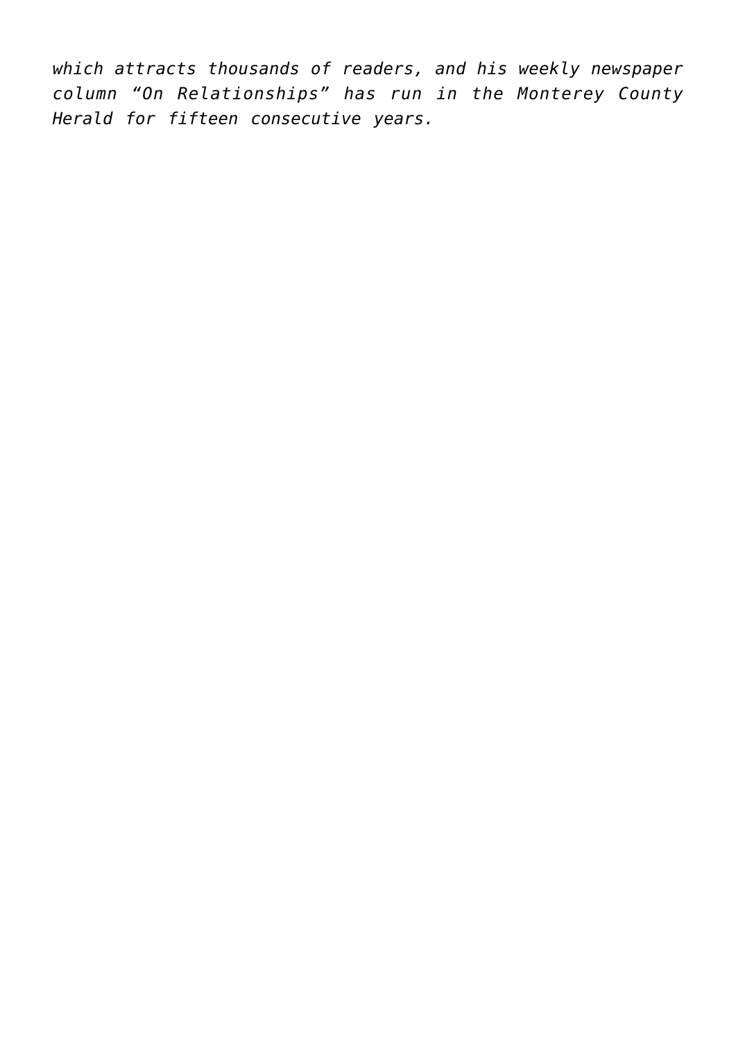*which attracts thousands of readers, and his weekly newspaper column "On Relationships" has run in the Monterey County Herald for fifteen consecutive years.*